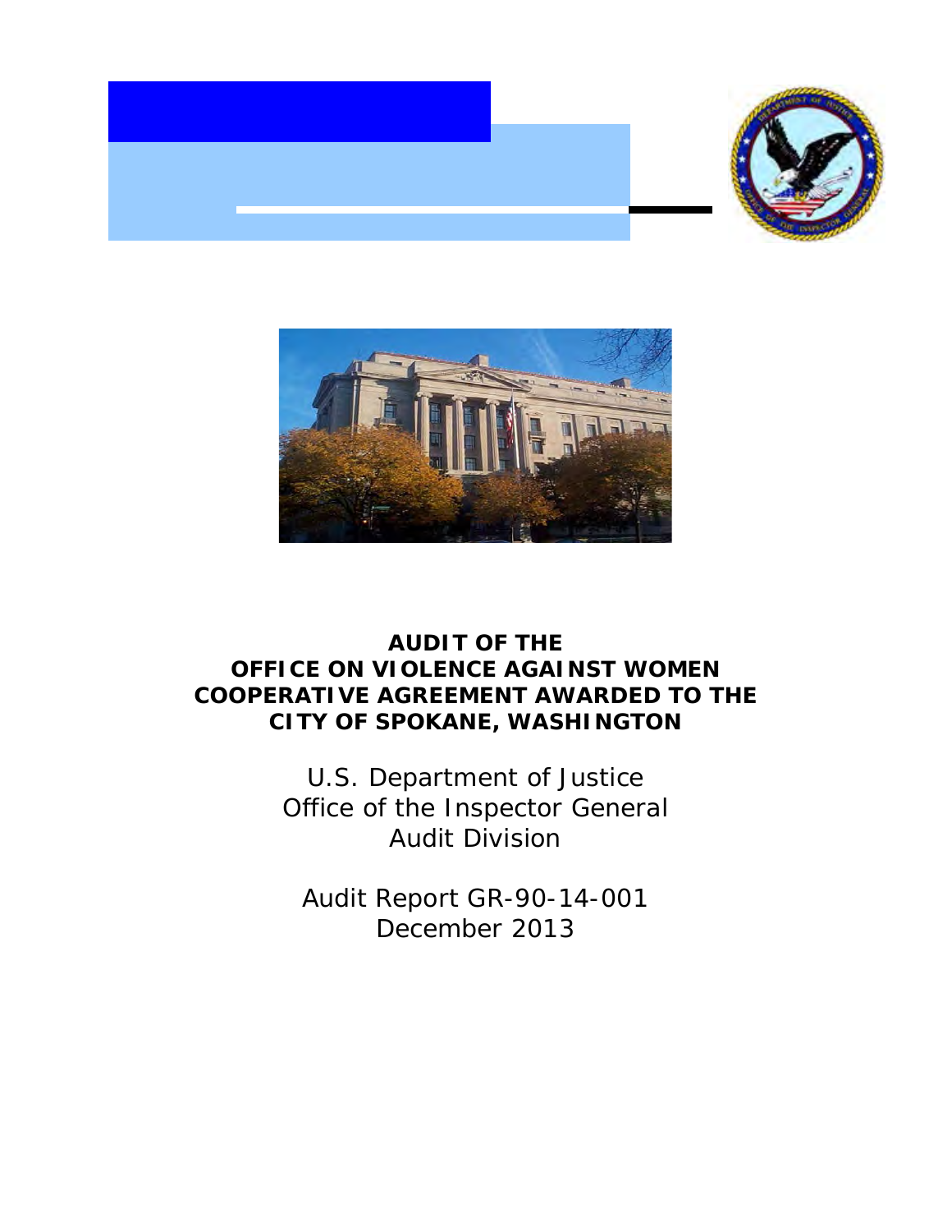# AUDIT OF THE OFFICE ON VIOLENCE AGAINST WOMEN COOPERATIVE AGREEMENT AWARDED TO THE CITY OF SPOKANE, WASHINGTON

U.S. Department of Justice
Office of the Inspector General
Audit Division

Audit Report GR-90-14-001
December 2013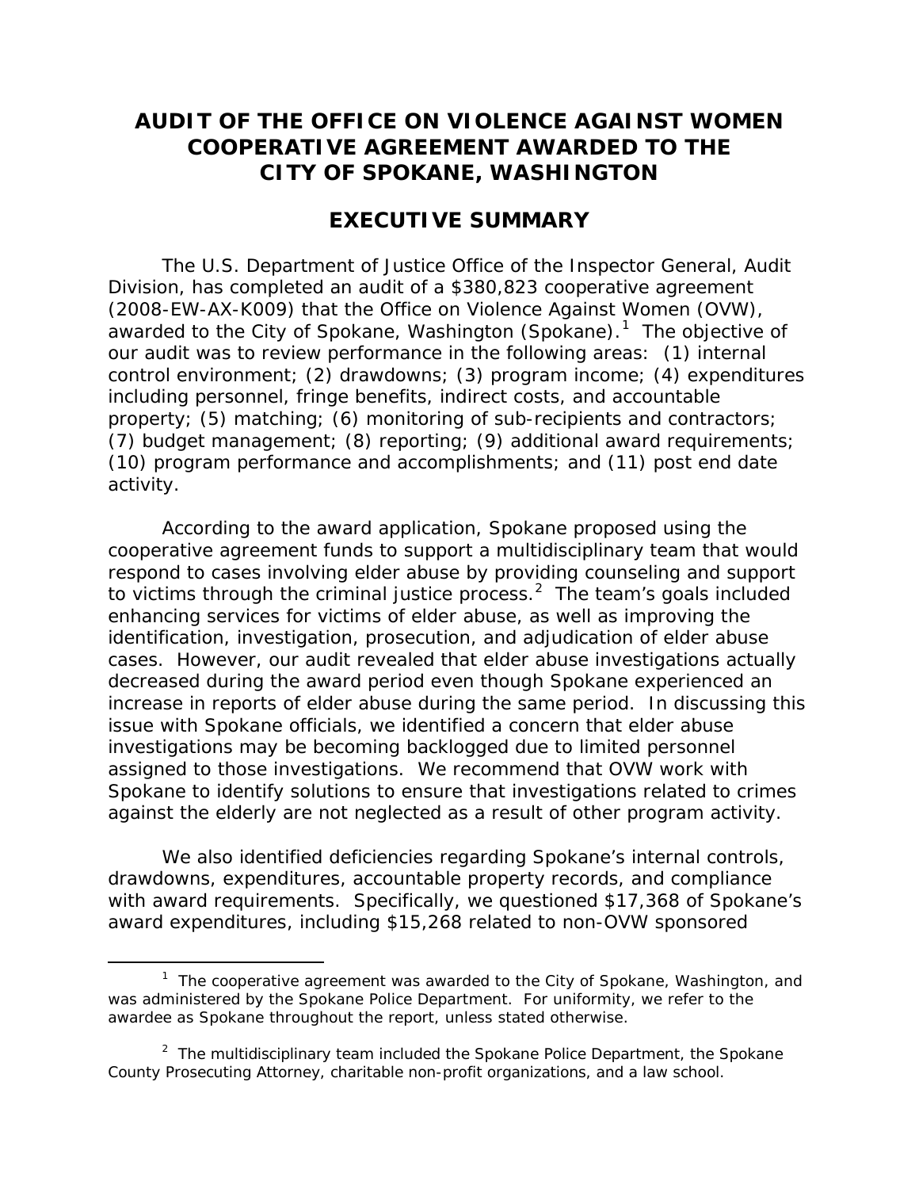# AUDIT OF THE OFFICE ON VIOLENCE AGAINST WOMEN COOPERATIVE AGREEMENT AWARDED TO THE CITY OF SPOKANE, WASHINGTON

## EXECUTIVE SUMMARY

The U.S. Department of Justice Office of the Inspector General, Audit Division, has completed an audit of a $380,823 cooperative agreement (2008-EW-AX-K009) that the Office on Violence Against Women (OVW), awarded to the City of Spokane, Washington (Spokane).[1] The objective of our audit was to review performance in the following areas: (1) internal control environment; (2) drawdowns; (3) program income; (4) expenditures including personnel, fringe benefits, indirect costs, and accountable property; (5) matching; (6) monitoring of sub-recipients and contractors; (7) budget management; (8) reporting; (9) additional award requirements; (10) program performance and accomplishments; and (11) post end date activity.

According to the award application, Spokane proposed using the cooperative agreement funds to support a multidisciplinary team that would respond to cases involving elder abuse by providing counseling and support to victims through the criminal justice process.[2] The team's goals included enhancing services for victims of elder abuse, as well as improving the identification, investigation, prosecution, and adjudication of elder abuse cases. However, our audit revealed that elder abuse investigations actually decreased during the award period even though Spokane experienced an increase in reports of elder abuse during the same period. In discussing this issue with Spokane officials, we identified a concern that elder abuse investigations may be becoming backlogged due to limited personnel assigned to those investigations. We recommend that OVW work with Spokane to identify solutions to ensure that investigations related to crimes against the elderly are not neglected as a result of other program activity.

We also identified deficiencies regarding Spokane's internal controls, drawdowns, expenditures, accountable property records, and compliance with award requirements. Specifically, we questioned $17,368 of Spokane's award expenditures, including $15,268 related to non-OVW sponsored

---

[1] The cooperative agreement was awarded to the City of Spokane, Washington, and was administered by the Spokane Police Department. For uniformity, we refer to the awardee as Spokane throughout the report, unless stated otherwise.

[2] The multidisciplinary team included the Spokane Police Department, the Spokane County Prosecuting Attorney, charitable non-profit organizations, and a law school.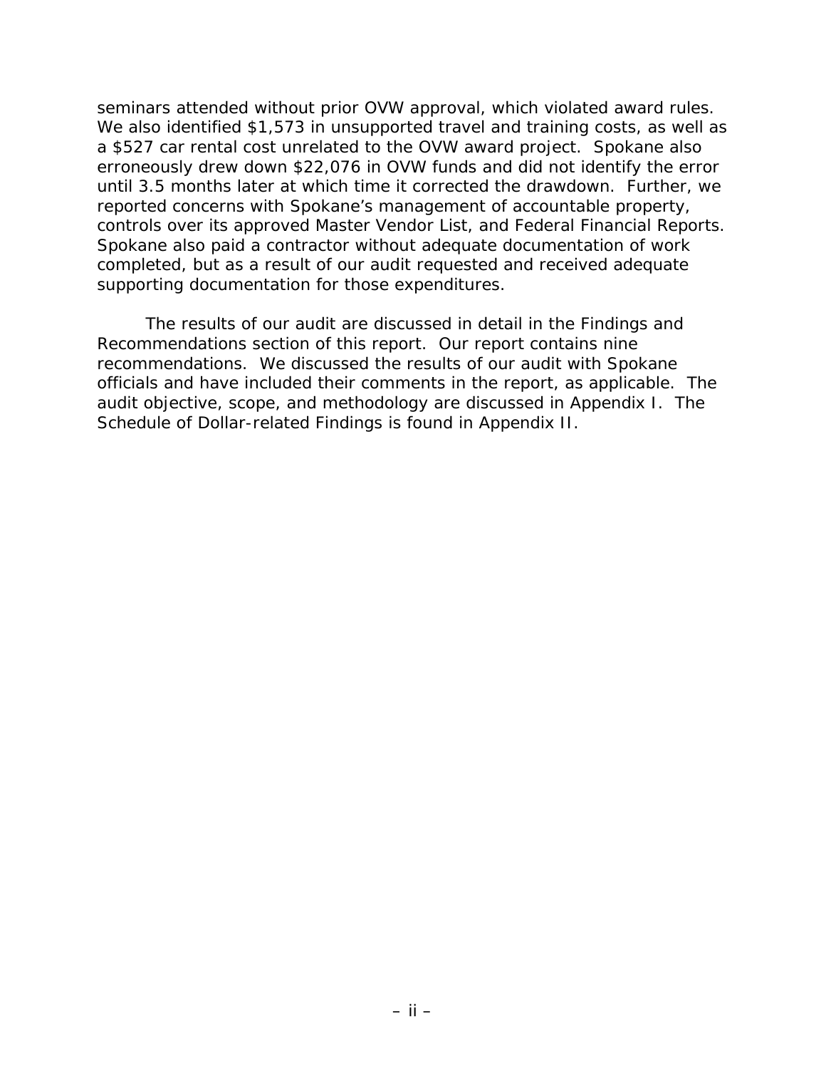seminars attended without prior OVW approval, which violated award rules. We also identified $1,573 in unsupported travel and training costs, as well as a $527 car rental cost unrelated to the OVW award project. Spokane also erroneously drew down $22,076 in OVW funds and did not identify the error until 3.5 months later at which time it corrected the drawdown. Further, we reported concerns with Spokane's management of accountable property, controls over its approved Master Vendor List, and Federal Financial Reports. Spokane also paid a contractor without adequate documentation of work completed, but as a result of our audit requested and received adequate supporting documentation for those expenditures.

The results of our audit are discussed in detail in the Findings and Recommendations section of this report. Our report contains nine recommendations. We discussed the results of our audit with Spokane officials and have included their comments in the report, as applicable. The audit objective, scope, and methodology are discussed in Appendix I. The Schedule of Dollar-related Findings is found in Appendix II.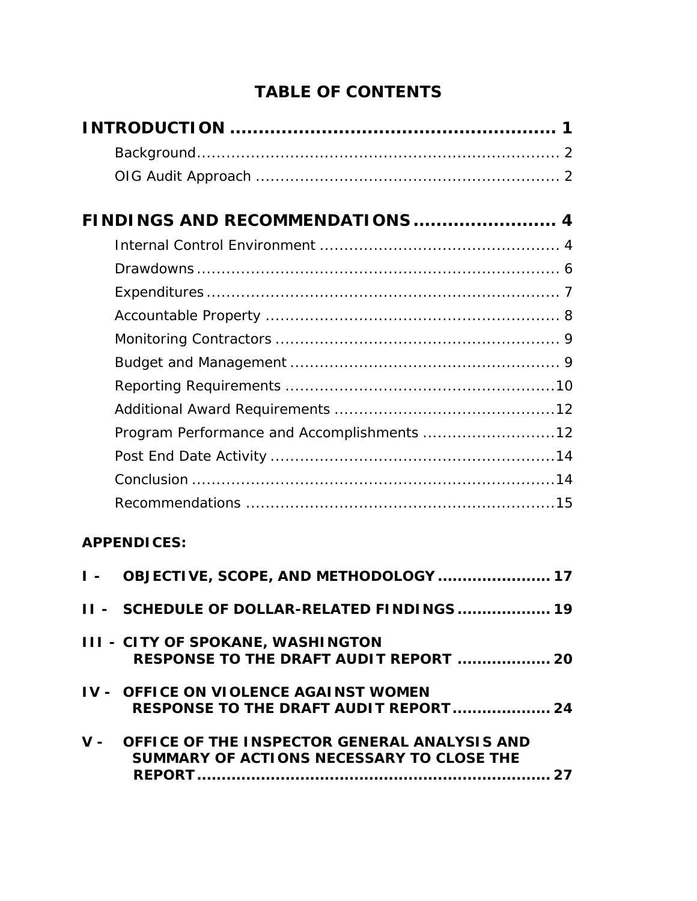# TABLE OF CONTENTS

**INTRODUCTION .......................................................... 1**

- Background.......................................................................... 2
- OIG Audit Approach ............................................................ 2

**FINDINGS AND RECOMMENDATIONS........................ 4**

- Internal Control Environment ............................................... 4
- Drawdowns.......................................................................... 6
- Expenditures ....................................................................... 7
- Accountable Property ........................................................... 8
- Monitoring Contractors ......................................................... 9
- Budget and Management ...................................................... 9
- Reporting Requirements ......................................................10
- Additional Award Requirements ............................................12
- Program Performance and Accomplishments ..........................12
- Post End Date Activity .........................................................14
- Conclusion .........................................................................14
- Recommendations ..............................................................15

**APPENDICES:**

**I - OBJECTIVE, SCOPE, AND METHODOLOGY....................... 17**

**II - SCHEDULE OF DOLLAR-RELATED FINDINGS................... 19**

**III - CITY OF SPOKANE, WASHINGTON RESPONSE TO THE DRAFT AUDIT REPORT ................... 20**

**IV - OFFICE ON VIOLENCE AGAINST WOMEN RESPONSE TO THE DRAFT AUDIT REPORT.................... 24**

**V - OFFICE OF THE INSPECTOR GENERAL ANALYSIS AND SUMMARY OF ACTIONS NECESSARY TO CLOSE THE REPORT....................................................................... 27**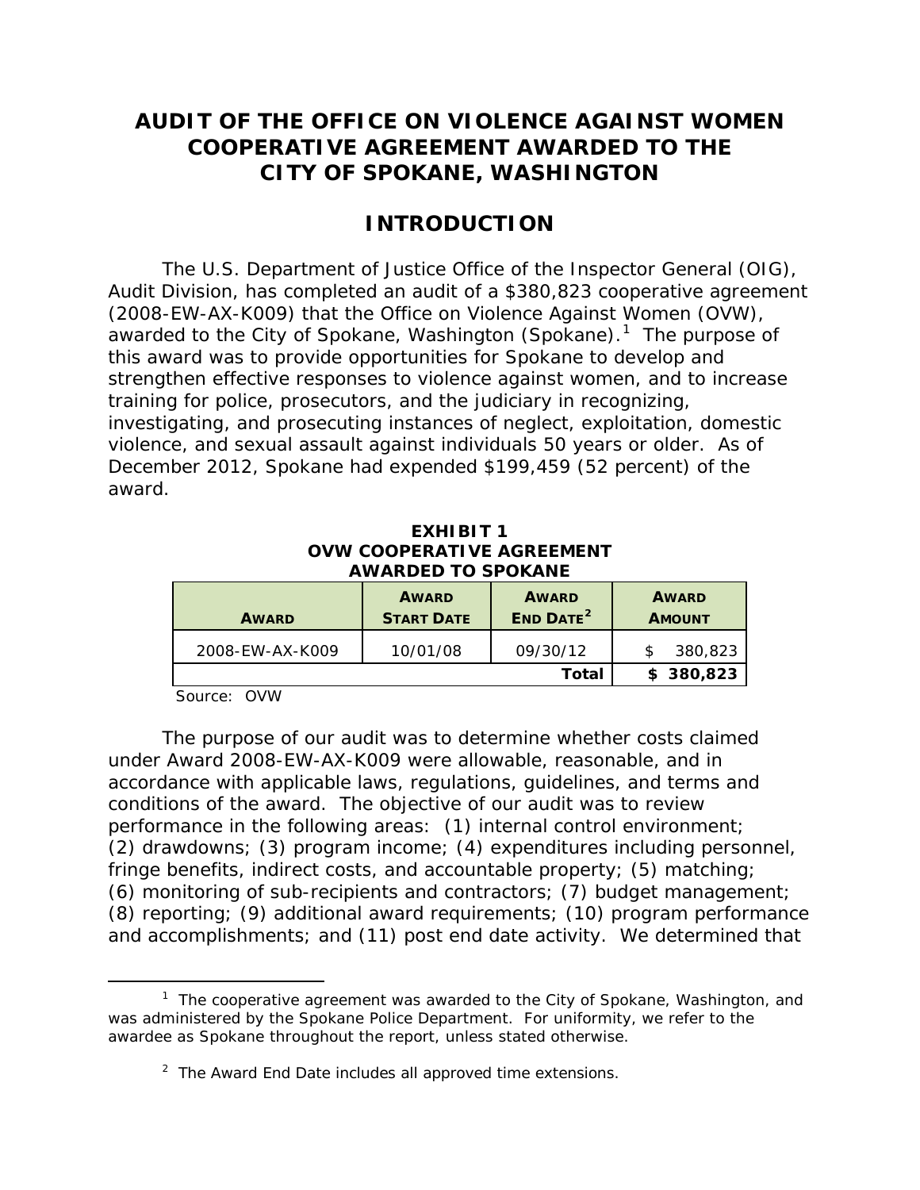# AUDIT OF THE OFFICE ON VIOLENCE AGAINST WOMEN COOPERATIVE AGREEMENT AWARDED TO THE CITY OF SPOKANE, WASHINGTON

## INTRODUCTION

The U.S. Department of Justice Office of the Inspector General (OIG), Audit Division, has completed an audit of a $380,823 cooperative agreement (2008-EW-AX-K009) that the Office on Violence Against Women (OVW), awarded to the City of Spokane, Washington (Spokane).[1] The purpose of this award was to provide opportunities for Spokane to develop and strengthen effective responses to violence against women, and to increase training for police, prosecutors, and the judiciary in recognizing, investigating, and prosecuting instances of neglect, exploitation, domestic violence, and sexual assault against individuals 50 years or older. As of December 2012, Spokane had expended $199,459 (52 percent) of the award.

**EXHIBIT 1**
**OVW COOPERATIVE AGREEMENT AWARDED TO SPOKANE**

| AWARD | AWARD START DATE | AWARD END DATE[2] | AWARD AMOUNT |
|---|---|---|---|
| 2008-EW-AX-K009 | 10/01/08 | 09/30/12 | $ 380,823 |
| | | **Total** | **$ 380,823** |

Source: OVW

The purpose of our audit was to determine whether costs claimed under Award 2008-EW-AX-K009 were allowable, reasonable, and in accordance with applicable laws, regulations, guidelines, and terms and conditions of the award. The objective of our audit was to review performance in the following areas: (1) internal control environment; (2) drawdowns; (3) program income; (4) expenditures including personnel, fringe benefits, indirect costs, and accountable property; (5) matching; (6) monitoring of sub-recipients and contractors; (7) budget management; (8) reporting; (9) additional award requirements; (10) program performance and accomplishments; and (11) post end date activity. We determined that

[1] The cooperative agreement was awarded to the City of Spokane, Washington, and was administered by the Spokane Police Department. For uniformity, we refer to the awardee as Spokane throughout the report, unless stated otherwise.

[2] The Award End Date includes all approved time extensions.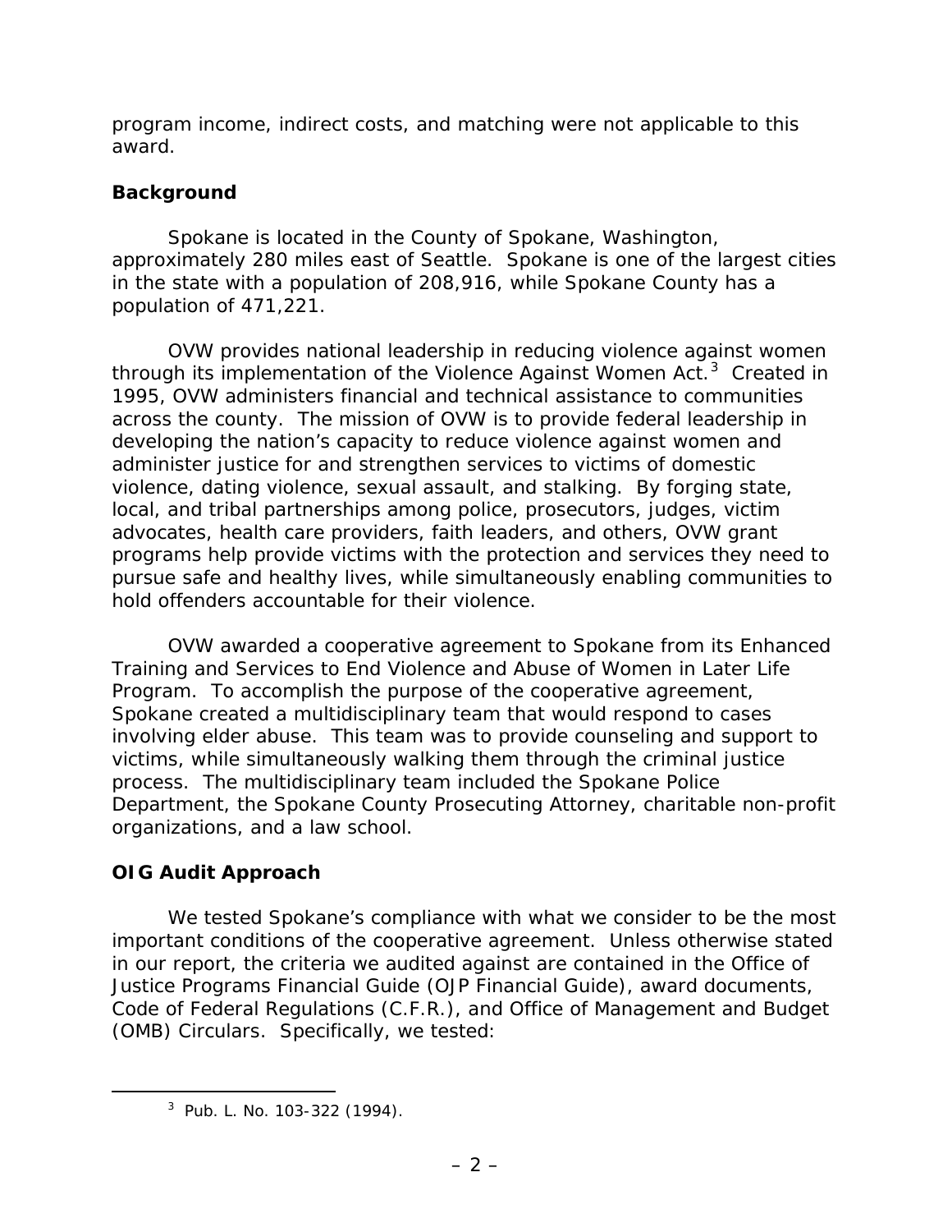program income, indirect costs, and matching were not applicable to this award.

## Background

Spokane is located in the County of Spokane, Washington, approximately 280 miles east of Seattle. Spokane is one of the largest cities in the state with a population of 208,916, while Spokane County has a population of 471,221.

OVW provides national leadership in reducing violence against women through its implementation of the Violence Against Women Act.[3] Created in 1995, OVW administers financial and technical assistance to communities across the county. The mission of OVW is to provide federal leadership in developing the nation's capacity to reduce violence against women and administer justice for and strengthen services to victims of domestic violence, dating violence, sexual assault, and stalking. By forging state, local, and tribal partnerships among police, prosecutors, judges, victim advocates, health care providers, faith leaders, and others, OVW grant programs help provide victims with the protection and services they need to pursue safe and healthy lives, while simultaneously enabling communities to hold offenders accountable for their violence.

OVW awarded a cooperative agreement to Spokane from its Enhanced Training and Services to End Violence and Abuse of Women in Later Life Program. To accomplish the purpose of the cooperative agreement, Spokane created a multidisciplinary team that would respond to cases involving elder abuse. This team was to provide counseling and support to victims, while simultaneously walking them through the criminal justice process. The multidisciplinary team included the Spokane Police Department, the Spokane County Prosecuting Attorney, charitable non-profit organizations, and a law school.

## OIG Audit Approach

We tested Spokane's compliance with what we consider to be the most important conditions of the cooperative agreement. Unless otherwise stated in our report, the criteria we audited against are contained in the Office of Justice Programs Financial Guide (OJP Financial Guide), award documents, Code of Federal Regulations (C.F.R.), and Office of Management and Budget (OMB) Circulars. Specifically, we tested:

[3] Pub. L. No. 103-322 (1994).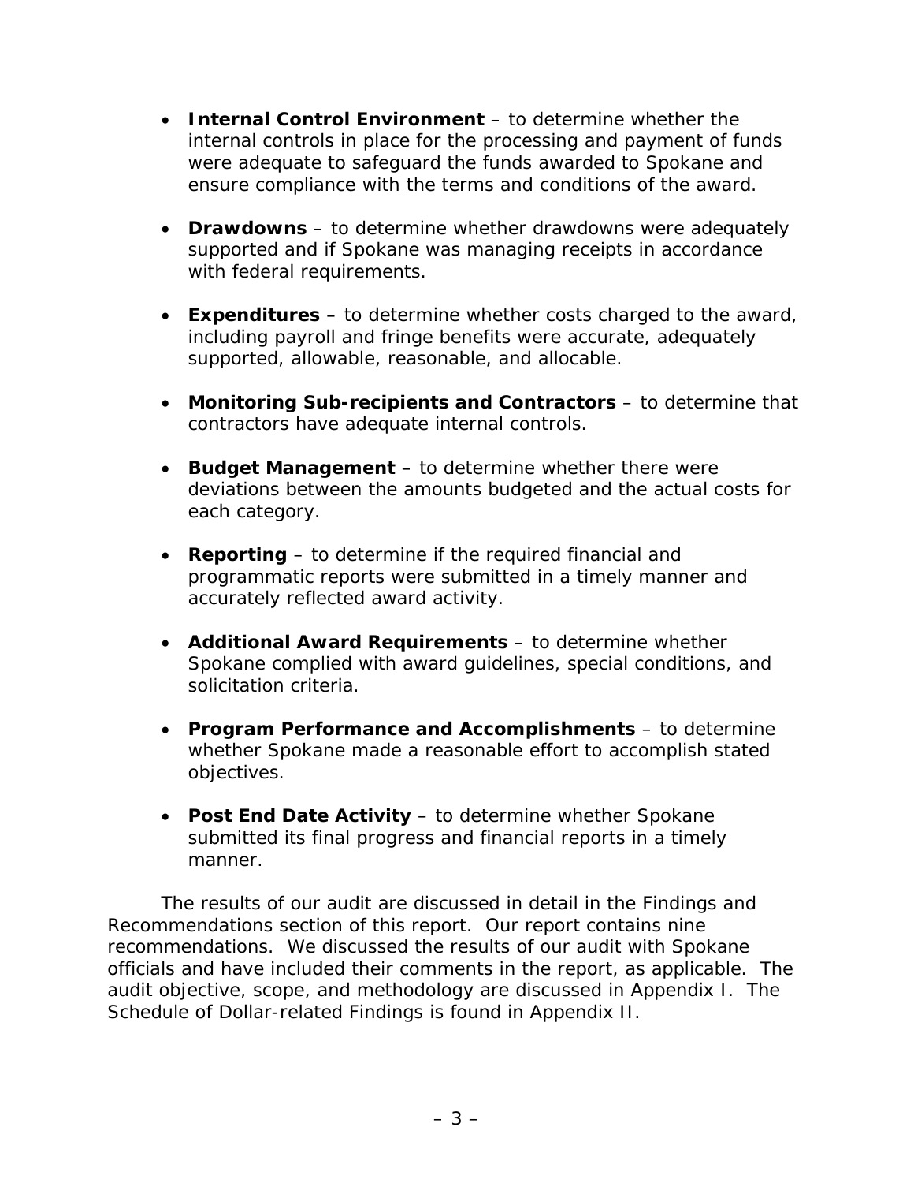- **Internal Control Environment** – to determine whether the internal controls in place for the processing and payment of funds were adequate to safeguard the funds awarded to Spokane and ensure compliance with the terms and conditions of the award.

- **Drawdowns** – to determine whether drawdowns were adequately supported and if Spokane was managing receipts in accordance with federal requirements.

- **Expenditures** – to determine whether costs charged to the award, including payroll and fringe benefits were accurate, adequately supported, allowable, reasonable, and allocable.

- **Monitoring Sub-recipients and Contractors** – to determine that contractors have adequate internal controls.

- **Budget Management** – to determine whether there were deviations between the amounts budgeted and the actual costs for each category.

- **Reporting** – to determine if the required financial and programmatic reports were submitted in a timely manner and accurately reflected award activity.

- **Additional Award Requirements** – to determine whether Spokane complied with award guidelines, special conditions, and solicitation criteria.

- **Program Performance and Accomplishments** – to determine whether Spokane made a reasonable effort to accomplish stated objectives.

- **Post End Date Activity** – to determine whether Spokane submitted its final progress and financial reports in a timely manner.

The results of our audit are discussed in detail in the Findings and Recommendations section of this report. Our report contains nine recommendations. We discussed the results of our audit with Spokane officials and have included their comments in the report, as applicable. The audit objective, scope, and methodology are discussed in Appendix I. The Schedule of Dollar-related Findings is found in Appendix II.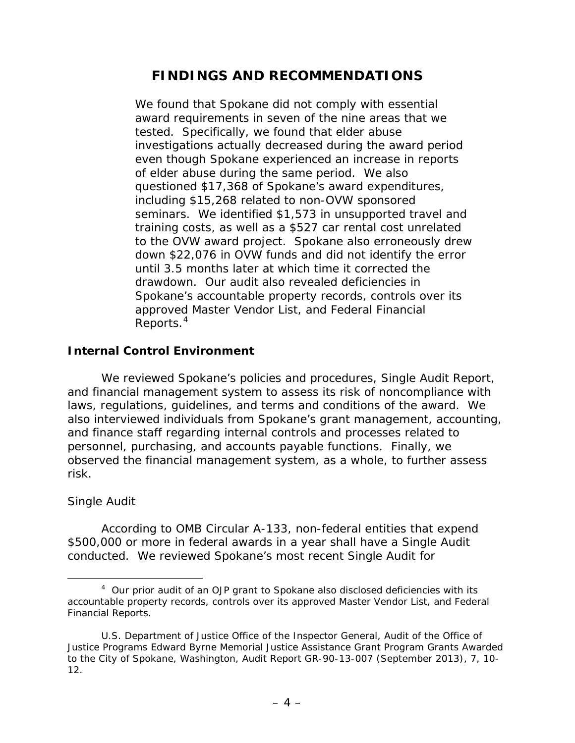# FINDINGS AND RECOMMENDATIONS

We found that Spokane did not comply with essential award requirements in seven of the nine areas that we tested. Specifically, we found that elder abuse investigations actually decreased during the award period even though Spokane experienced an increase in reports of elder abuse during the same period. We also questioned $17,368 of Spokane's award expenditures, including $15,268 related to non-OVW sponsored seminars. We identified $1,573 in unsupported travel and training costs, as well as a $527 car rental cost unrelated to the OVW award project. Spokane also erroneously drew down $22,076 in OVW funds and did not identify the error until 3.5 months later at which time it corrected the drawdown. Our audit also revealed deficiencies in Spokane's accountable property records, controls over its approved Master Vendor List, and Federal Financial Reports.[4]

## Internal Control Environment

We reviewed Spokane's policies and procedures, Single Audit Report, and financial management system to assess its risk of noncompliance with laws, regulations, guidelines, and terms and conditions of the award. We also interviewed individuals from Spokane's grant management, accounting, and finance staff regarding internal controls and processes related to personnel, purchasing, and accounts payable functions. Finally, we observed the financial management system, as a whole, to further assess risk.

*Single Audit*

According to OMB Circular A-133, non-federal entities that expend $500,000 or more in federal awards in a year shall have a Single Audit conducted. We reviewed Spokane's most recent Single Audit for

---

[4] Our prior audit of an OJP grant to Spokane also disclosed deficiencies with its accountable property records, controls over its approved Master Vendor List, and Federal Financial Reports.

U.S. Department of Justice Office of the Inspector General, Audit of the Office of Justice Programs Edward Byrne Memorial Justice Assistance Grant Program Grants Awarded to the City of Spokane, Washington, Audit Report GR-90-13-007 (September 2013), 7, 10-12.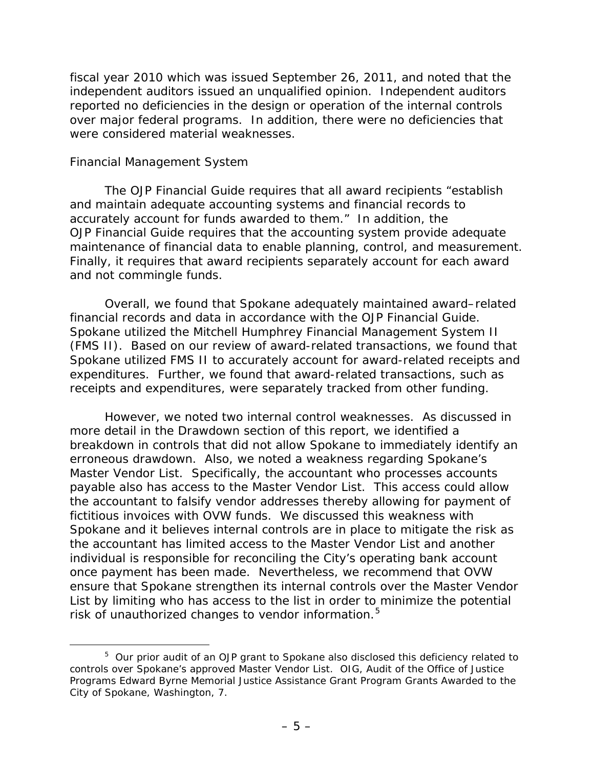fiscal year 2010 which was issued September 26, 2011, and noted that the independent auditors issued an unqualified opinion. Independent auditors reported no deficiencies in the design or operation of the internal controls over major federal programs. In addition, there were no deficiencies that were considered material weaknesses.

### Financial Management System

The OJP Financial Guide requires that all award recipients "establish and maintain adequate accounting systems and financial records to accurately account for funds awarded to them." In addition, the OJP Financial Guide requires that the accounting system provide adequate maintenance of financial data to enable planning, control, and measurement. Finally, it requires that award recipients separately account for each award and not commingle funds.

Overall, we found that Spokane adequately maintained award–related financial records and data in accordance with the OJP Financial Guide. Spokane utilized the Mitchell Humphrey Financial Management System II (FMS II). Based on our review of award-related transactions, we found that Spokane utilized FMS II to accurately account for award-related receipts and expenditures. Further, we found that award-related transactions, such as receipts and expenditures, were separately tracked from other funding.

However, we noted two internal control weaknesses. As discussed in more detail in the Drawdown section of this report, we identified a breakdown in controls that did not allow Spokane to immediately identify an erroneous drawdown. Also, we noted a weakness regarding Spokane's Master Vendor List. Specifically, the accountant who processes accounts payable also has access to the Master Vendor List. This access could allow the accountant to falsify vendor addresses thereby allowing for payment of fictitious invoices with OVW funds. We discussed this weakness with Spokane and it believes internal controls are in place to mitigate the risk as the accountant has limited access to the Master Vendor List and another individual is responsible for reconciling the City's operating bank account once payment has been made. Nevertheless, we recommend that OVW ensure that Spokane strengthen its internal controls over the Master Vendor List by limiting who has access to the list in order to minimize the potential risk of unauthorized changes to vendor information.[5]

---

[5] Our prior audit of an OJP grant to Spokane also disclosed this deficiency related to controls over Spokane's approved Master Vendor List. OIG, Audit of the Office of Justice Programs Edward Byrne Memorial Justice Assistance Grant Program Grants Awarded to the City of Spokane, Washington, 7.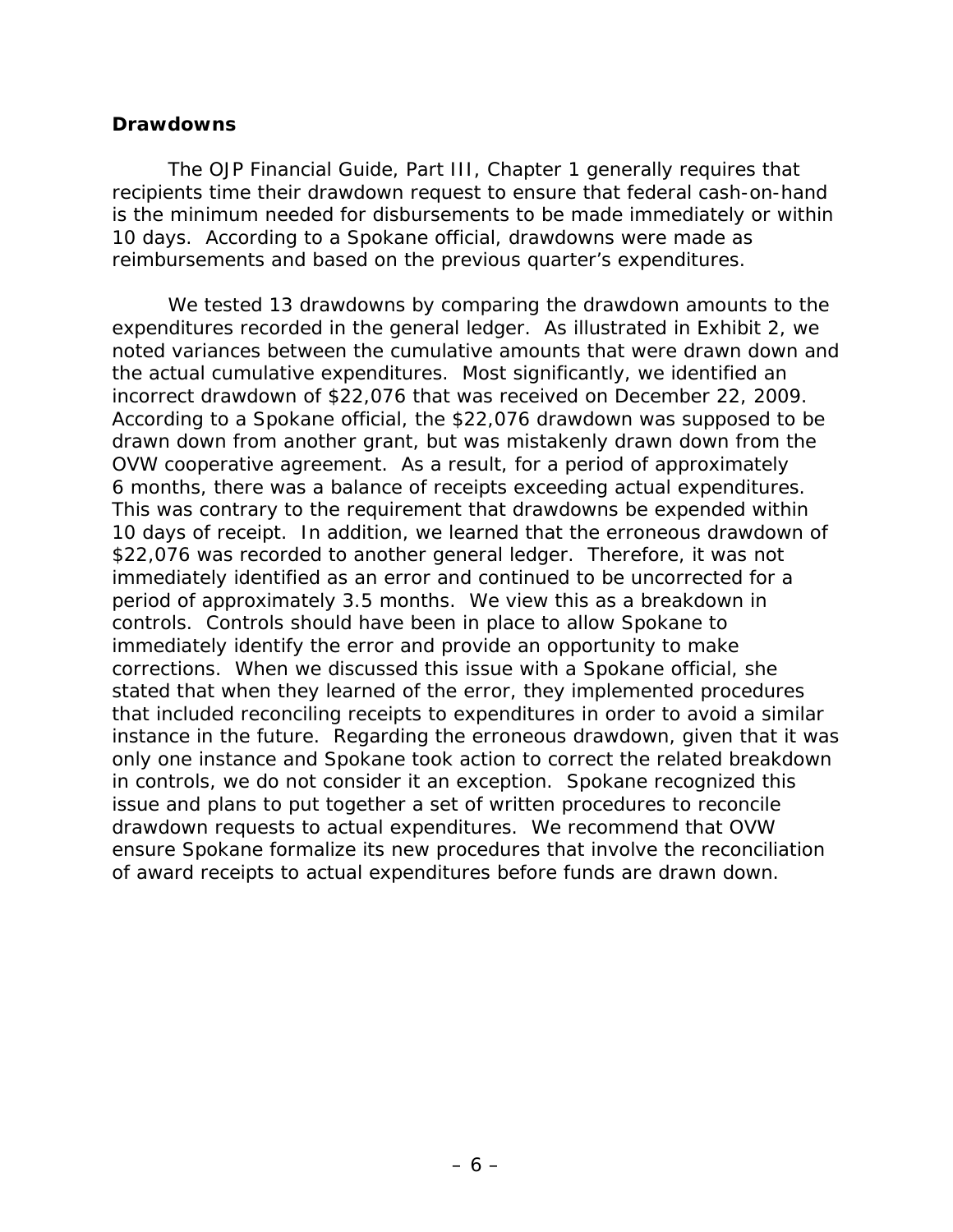**Drawdowns**

The OJP Financial Guide, Part III, Chapter 1 generally requires that recipients time their drawdown request to ensure that federal cash-on-hand is the minimum needed for disbursements to be made immediately or within 10 days. According to a Spokane official, drawdowns were made as reimbursements and based on the previous quarter's expenditures.

We tested 13 drawdowns by comparing the drawdown amounts to the expenditures recorded in the general ledger. As illustrated in Exhibit 2, we noted variances between the cumulative amounts that were drawn down and the actual cumulative expenditures. Most significantly, we identified an incorrect drawdown of $22,076 that was received on December 22, 2009. According to a Spokane official, the $22,076 drawdown was supposed to be drawn down from another grant, but was mistakenly drawn down from the OVW cooperative agreement. As a result, for a period of approximately 6 months, there was a balance of receipts exceeding actual expenditures. This was contrary to the requirement that drawdowns be expended within 10 days of receipt. In addition, we learned that the erroneous drawdown of $22,076 was recorded to another general ledger. Therefore, it was not immediately identified as an error and continued to be uncorrected for a period of approximately 3.5 months. We view this as a breakdown in controls. Controls should have been in place to allow Spokane to immediately identify the error and provide an opportunity to make corrections. When we discussed this issue with a Spokane official, she stated that when they learned of the error, they implemented procedures that included reconciling receipts to expenditures in order to avoid a similar instance in the future. Regarding the erroneous drawdown, given that it was only one instance and Spokane took action to correct the related breakdown in controls, we do not consider it an exception. Spokane recognized this issue and plans to put together a set of written procedures to reconcile drawdown requests to actual expenditures. We recommend that OVW ensure Spokane formalize its new procedures that involve the reconciliation of award receipts to actual expenditures before funds are drawn down.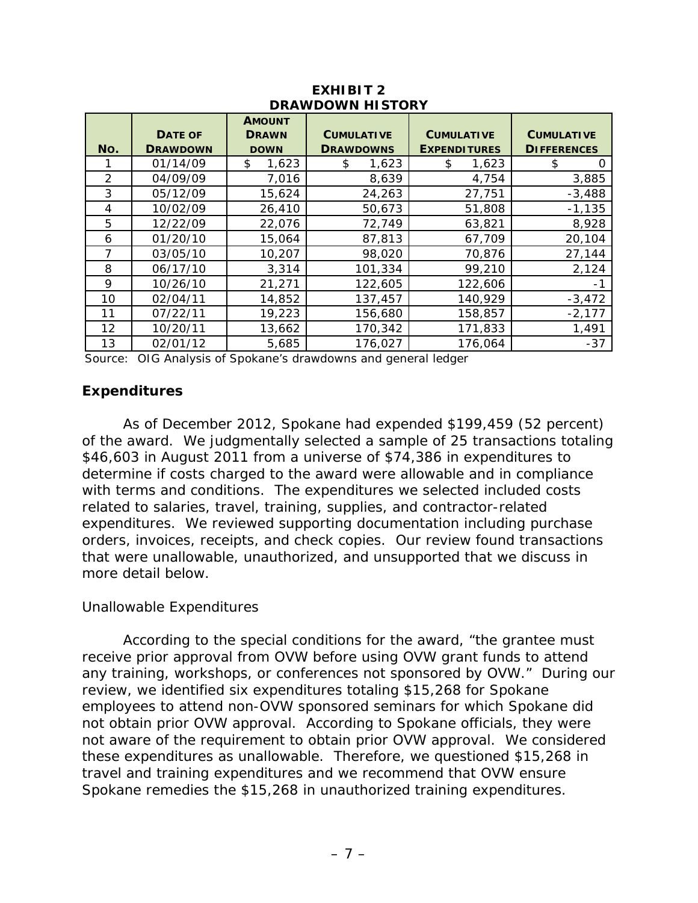**EXHIBIT 2**
**DRAWDOWN HISTORY**

| No. | Date of Drawdown | Amount Drawn down | Cumulative Drawdowns | Cumulative Expenditures | Cumulative Differences |
|---|---|---|---|---|---|
| 1 | 01/14/09 | $ 1,623 | $ 1,623 | $ 1,623 | $ 0 |
| 2 | 04/09/09 | 7,016 | 8,639 | 4,754 | 3,885 |
| 3 | 05/12/09 | 15,624 | 24,263 | 27,751 | -3,488 |
| 4 | 10/02/09 | 26,410 | 50,673 | 51,808 | -1,135 |
| 5 | 12/22/09 | 22,076 | 72,749 | 63,821 | 8,928 |
| 6 | 01/20/10 | 15,064 | 87,813 | 67,709 | 20,104 |
| 7 | 03/05/10 | 10,207 | 98,020 | 70,876 | 27,144 |
| 8 | 06/17/10 | 3,314 | 101,334 | 99,210 | 2,124 |
| 9 | 10/26/10 | 21,271 | 122,605 | 122,606 | -1 |
| 10 | 02/04/11 | 14,852 | 137,457 | 140,929 | -3,472 |
| 11 | 07/22/11 | 19,223 | 156,680 | 158,857 | -2,177 |
| 12 | 10/20/11 | 13,662 | 170,342 | 171,833 | 1,491 |
| 13 | 02/01/12 | 5,685 | 176,027 | 176,064 | -37 |

Source: OIG Analysis of Spokane's drawdowns and general ledger

## Expenditures

As of December 2012, Spokane had expended $199,459 (52 percent) of the award. We judgmentally selected a sample of 25 transactions totaling $46,603 in August 2011 from a universe of $74,386 in expenditures to determine if costs charged to the award were allowable and in compliance with terms and conditions. The expenditures we selected included costs related to salaries, travel, training, supplies, and contractor-related expenditures. We reviewed supporting documentation including purchase orders, invoices, receipts, and check copies. Our review found transactions that were unallowable, unauthorized, and unsupported that we discuss in more detail below.

### Unallowable Expenditures

According to the special conditions for the award, "the grantee must receive prior approval from OVW before using OVW grant funds to attend any training, workshops, or conferences not sponsored by OVW." During our review, we identified six expenditures totaling $15,268 for Spokane employees to attend non-OVW sponsored seminars for which Spokane did not obtain prior OVW approval. According to Spokane officials, they were not aware of the requirement to obtain prior OVW approval. We considered these expenditures as unallowable. Therefore, we questioned $15,268 in travel and training expenditures and we recommend that OVW ensure Spokane remedies the $15,268 in unauthorized training expenditures.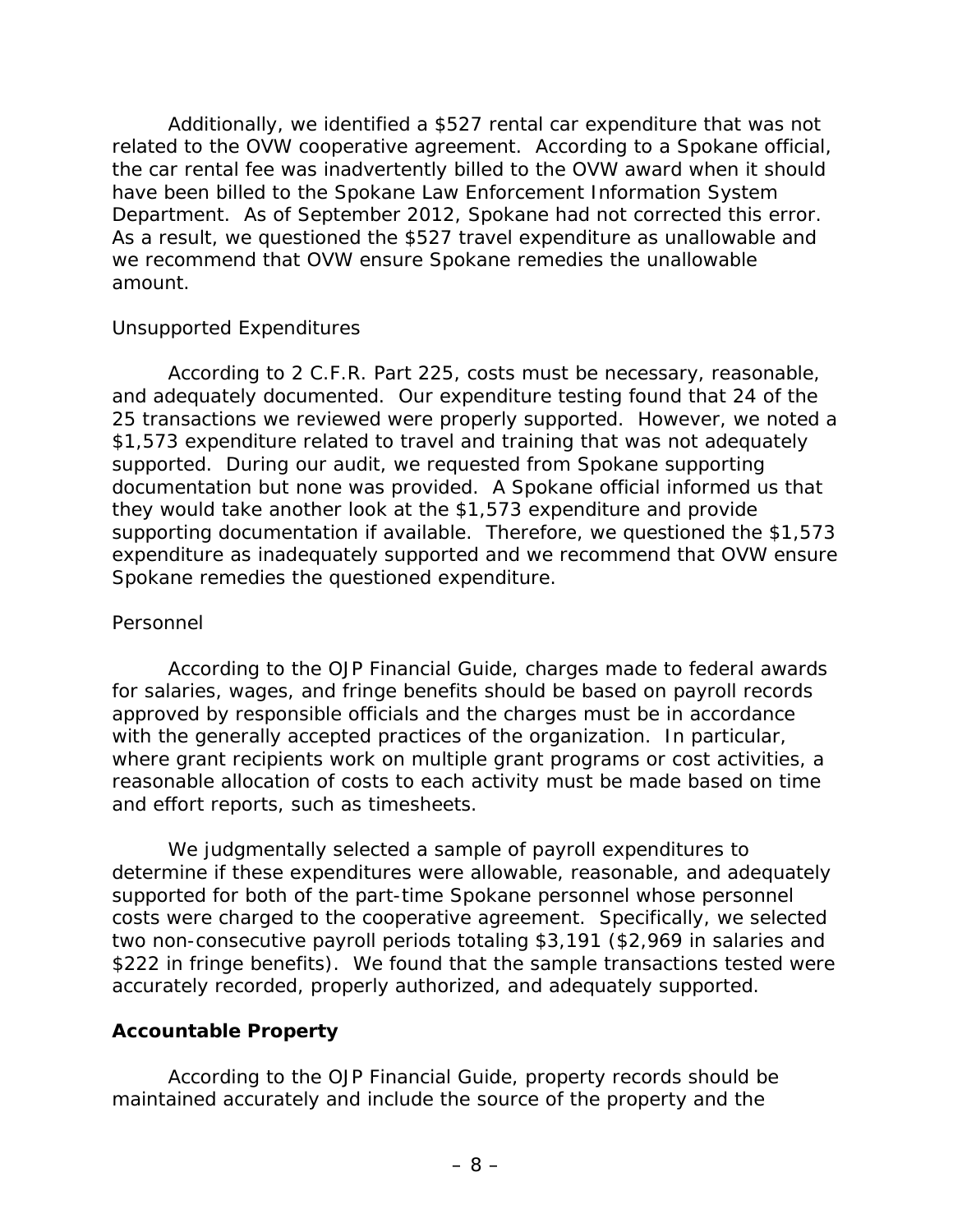Additionally, we identified a $527 rental car expenditure that was not related to the OVW cooperative agreement. According to a Spokane official, the car rental fee was inadvertently billed to the OVW award when it should have been billed to the Spokane Law Enforcement Information System Department. As of September 2012, Spokane had not corrected this error. As a result, we questioned the $527 travel expenditure as unallowable and we recommend that OVW ensure Spokane remedies the unallowable amount.

*Unsupported Expenditures*

According to 2 C.F.R. Part 225, costs must be necessary, reasonable, and adequately documented. Our expenditure testing found that 24 of the 25 transactions we reviewed were properly supported. However, we noted a $1,573 expenditure related to travel and training that was not adequately supported. During our audit, we requested from Spokane supporting documentation but none was provided. A Spokane official informed us that they would take another look at the $1,573 expenditure and provide supporting documentation if available. Therefore, we questioned the $1,573 expenditure as inadequately supported and we recommend that OVW ensure Spokane remedies the questioned expenditure.

*Personnel*

According to the OJP Financial Guide, charges made to federal awards for salaries, wages, and fringe benefits should be based on payroll records approved by responsible officials and the charges must be in accordance with the generally accepted practices of the organization. In particular, where grant recipients work on multiple grant programs or cost activities, a reasonable allocation of costs to each activity must be made based on time and effort reports, such as timesheets.

We judgmentally selected a sample of payroll expenditures to determine if these expenditures were allowable, reasonable, and adequately supported for both of the part-time Spokane personnel whose personnel costs were charged to the cooperative agreement. Specifically, we selected two non-consecutive payroll periods totaling $3,191 ($2,969 in salaries and $222 in fringe benefits). We found that the sample transactions tested were accurately recorded, properly authorized, and adequately supported.

**Accountable Property**

According to the OJP Financial Guide, property records should be maintained accurately and include the source of the property and the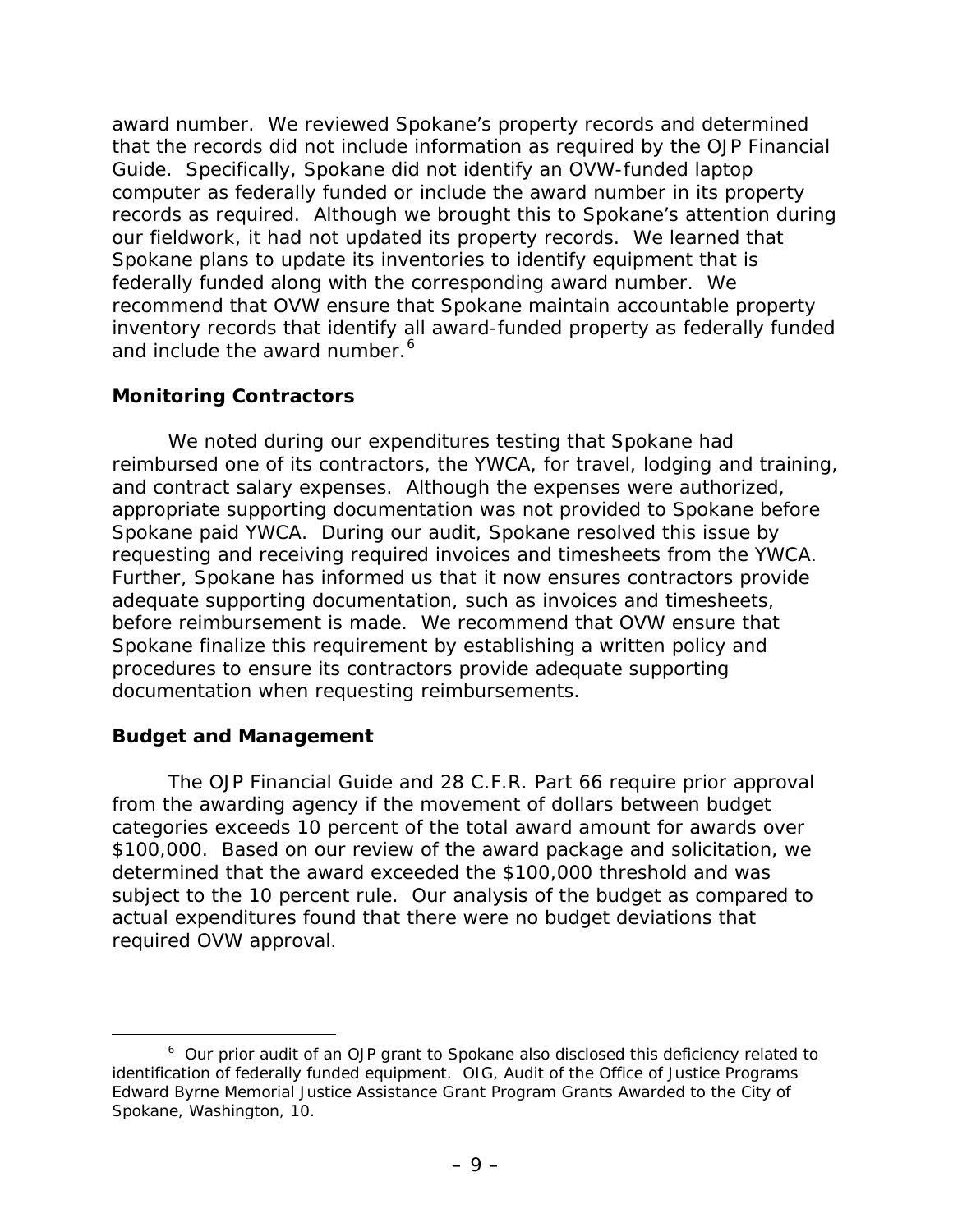award number. We reviewed Spokane's property records and determined that the records did not include information as required by the OJP Financial Guide. Specifically, Spokane did not identify an OVW-funded laptop computer as federally funded or include the award number in its property records as required. Although we brought this to Spokane's attention during our fieldwork, it had not updated its property records. We learned that Spokane plans to update its inventories to identify equipment that is federally funded along with the corresponding award number. We recommend that OVW ensure that Spokane maintain accountable property inventory records that identify all award-funded property as federally funded and include the award number.[6]

### Monitoring Contractors

We noted during our expenditures testing that Spokane had reimbursed one of its contractors, the YWCA, for travel, lodging and training, and contract salary expenses. Although the expenses were authorized, appropriate supporting documentation was not provided to Spokane before Spokane paid YWCA. During our audit, Spokane resolved this issue by requesting and receiving required invoices and timesheets from the YWCA. Further, Spokane has informed us that it now ensures contractors provide adequate supporting documentation, such as invoices and timesheets, before reimbursement is made. We recommend that OVW ensure that Spokane finalize this requirement by establishing a written policy and procedures to ensure its contractors provide adequate supporting documentation when requesting reimbursements.

### Budget and Management

The OJP Financial Guide and 28 C.F.R. Part 66 require prior approval from the awarding agency if the movement of dollars between budget categories exceeds 10 percent of the total award amount for awards over $100,000. Based on our review of the award package and solicitation, we determined that the award exceeded the $100,000 threshold and was subject to the 10 percent rule. Our analysis of the budget as compared to actual expenditures found that there were no budget deviations that required OVW approval.

---

[6] Our prior audit of an OJP grant to Spokane also disclosed this deficiency related to identification of federally funded equipment. OIG, Audit of the Office of Justice Programs Edward Byrne Memorial Justice Assistance Grant Program Grants Awarded to the City of Spokane, Washington, 10.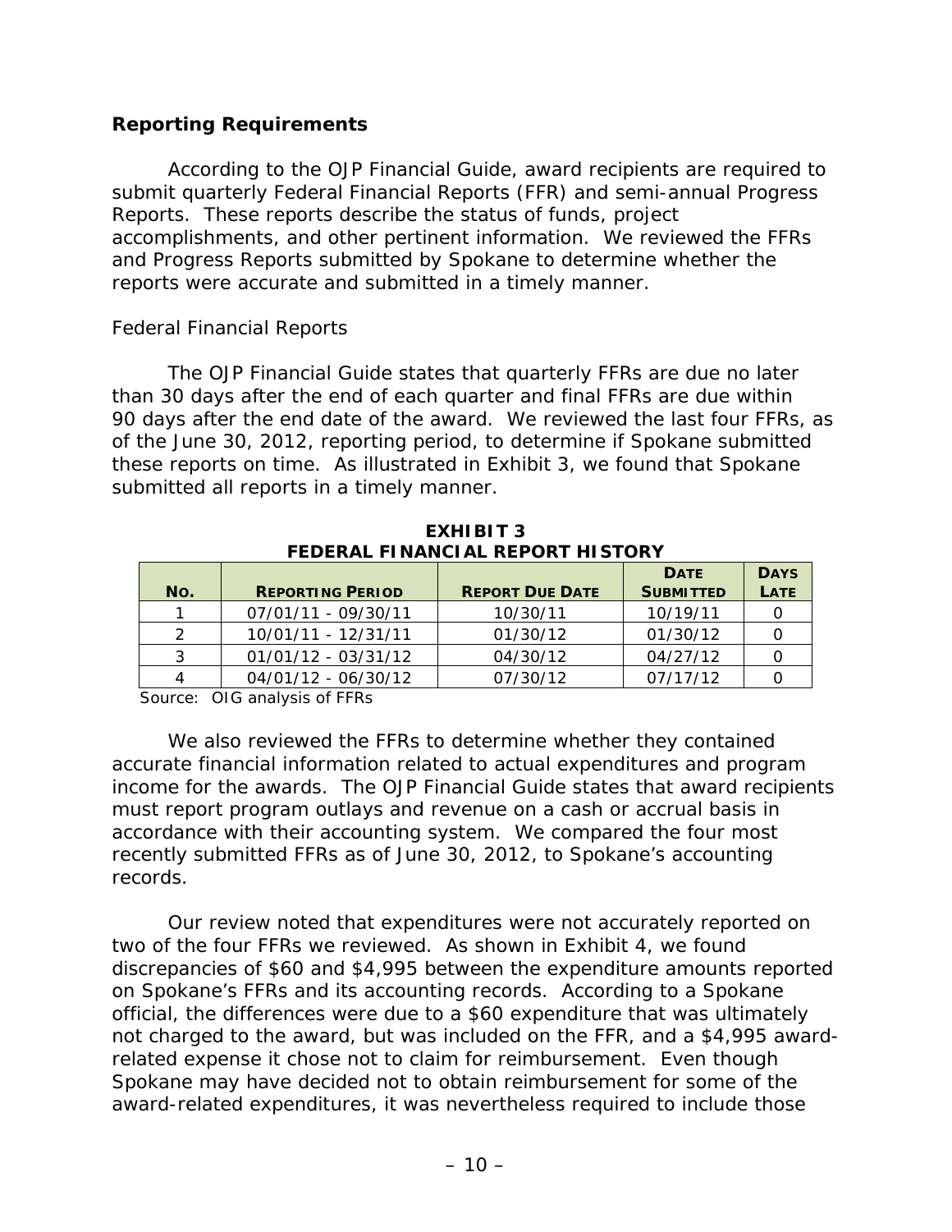### Reporting Requirements

According to the OJP Financial Guide, award recipients are required to submit quarterly Federal Financial Reports (FFR) and semi-annual Progress Reports. These reports describe the status of funds, project accomplishments, and other pertinent information. We reviewed the FFRs and Progress Reports submitted by Spokane to determine whether the reports were accurate and submitted in a timely manner.

Federal Financial Reports

The OJP Financial Guide states that quarterly FFRs are due no later than 30 days after the end of each quarter and final FFRs are due within 90 days after the end date of the award. We reviewed the last four FFRs, as of the June 30, 2012, reporting period, to determine if Spokane submitted these reports on time. As illustrated in Exhibit 3, we found that Spokane submitted all reports in a timely manner.

**EXHIBIT 3**
**FEDERAL FINANCIAL REPORT HISTORY**

| No. | Reporting Period | Report Due Date | Date Submitted | Days Late |
|---|---|---|---|---|
| 1 | 07/01/11 - 09/30/11 | 10/30/11 | 10/19/11 | 0 |
| 2 | 10/01/11 - 12/31/11 | 01/30/12 | 01/30/12 | 0 |
| 3 | 01/01/12 - 03/31/12 | 04/30/12 | 04/27/12 | 0 |
| 4 | 04/01/12 - 06/30/12 | 07/30/12 | 07/17/12 | 0 |

Source: OIG analysis of FFRs

We also reviewed the FFRs to determine whether they contained accurate financial information related to actual expenditures and program income for the awards. The OJP Financial Guide states that award recipients must report program outlays and revenue on a cash or accrual basis in accordance with their accounting system. We compared the four most recently submitted FFRs as of June 30, 2012, to Spokane's accounting records.

Our review noted that expenditures were not accurately reported on two of the four FFRs we reviewed. As shown in Exhibit 4, we found discrepancies of $60 and $4,995 between the expenditure amounts reported on Spokane's FFRs and its accounting records. According to a Spokane official, the differences were due to a $60 expenditure that was ultimately not charged to the award, but was included on the FFR, and a $4,995 award-related expense it chose not to claim for reimbursement. Even though Spokane may have decided not to obtain reimbursement for some of the award-related expenditures, it was nevertheless required to include those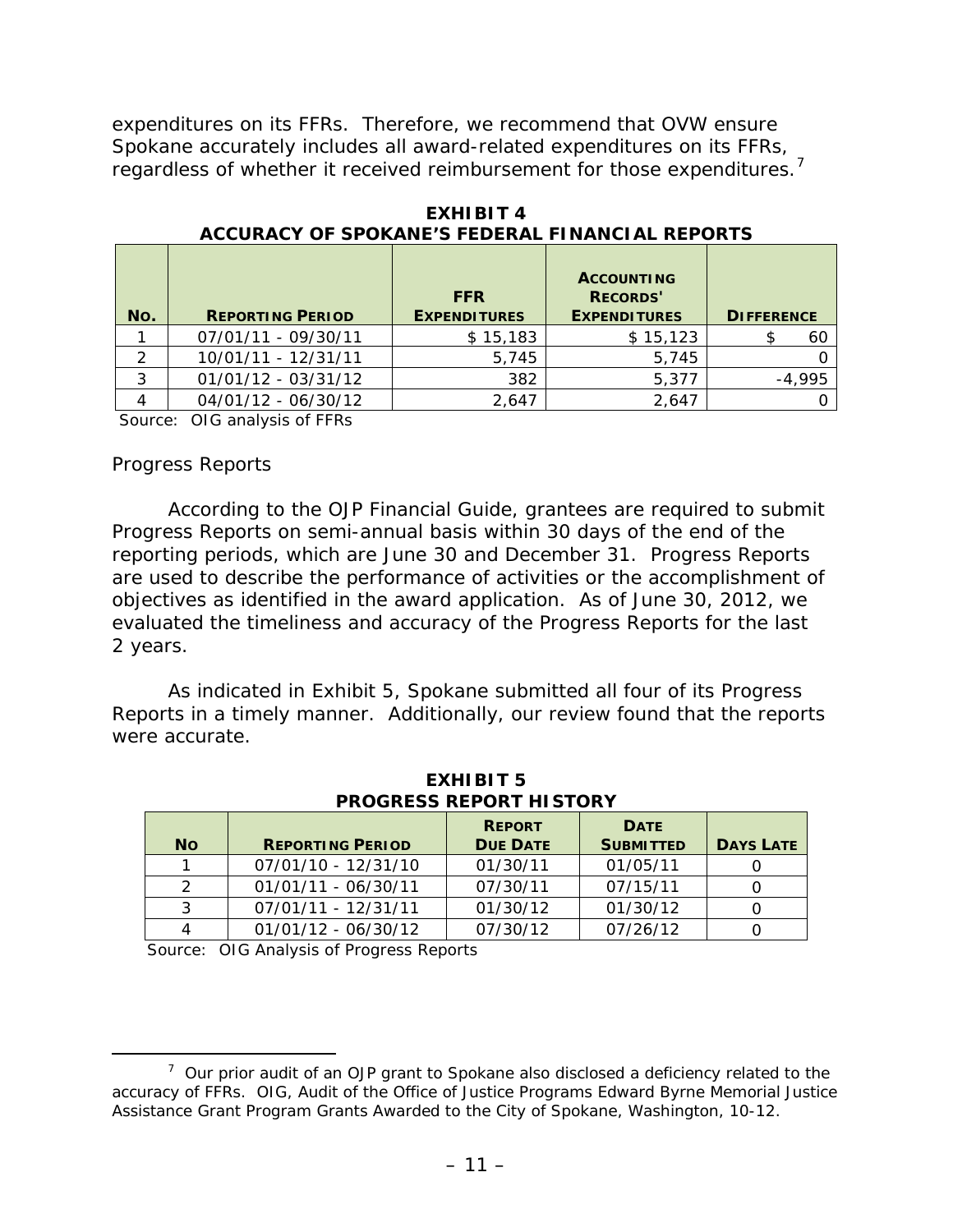expenditures on its FFRs. Therefore, we recommend that OVW ensure Spokane accurately includes all award-related expenditures on its FFRs, regardless of whether it received reimbursement for those expenditures.[7]

**EXHIBIT 4**
**ACCURACY OF SPOKANE'S FEDERAL FINANCIAL REPORTS**

| No. | Reporting Period | FFR Expenditures | Accounting Records' Expenditures | Difference |
|---|---|---|---|---|
| 1 | 07/01/11 - 09/30/11 | $ 15,183 | $ 15,123 | $ 60 |
| 2 | 10/01/11 - 12/31/11 | 5,745 | 5,745 | 0 |
| 3 | 01/01/12 - 03/31/12 | 382 | 5,377 | -4,995 |
| 4 | 04/01/12 - 06/30/12 | 2,647 | 2,647 | 0 |

Source: OIG analysis of FFRs

*Progress Reports*

According to the OJP Financial Guide, grantees are required to submit Progress Reports on semi-annual basis within 30 days of the end of the reporting periods, which are June 30 and December 31. Progress Reports are used to describe the performance of activities or the accomplishment of objectives as identified in the award application. As of June 30, 2012, we evaluated the timeliness and accuracy of the Progress Reports for the last 2 years.

As indicated in Exhibit 5, Spokane submitted all four of its Progress Reports in a timely manner. Additionally, our review found that the reports were accurate.

**EXHIBIT 5**
**PROGRESS REPORT HISTORY**

| No | Reporting Period | Report Due Date | Date Submitted | Days Late |
|---|---|---|---|---|
| 1 | 07/01/10 - 12/31/10 | 01/30/11 | 01/05/11 | 0 |
| 2 | 01/01/11 - 06/30/11 | 07/30/11 | 07/15/11 | 0 |
| 3 | 07/01/11 - 12/31/11 | 01/30/12 | 01/30/12 | 0 |
| 4 | 01/01/12 - 06/30/12 | 07/30/12 | 07/26/12 | 0 |

Source: OIG Analysis of Progress Reports

---

[7] Our prior audit of an OJP grant to Spokane also disclosed a deficiency related to the accuracy of FFRs. OIG, Audit of the Office of Justice Programs Edward Byrne Memorial Justice Assistance Grant Program Grants Awarded to the City of Spokane, Washington, 10-12.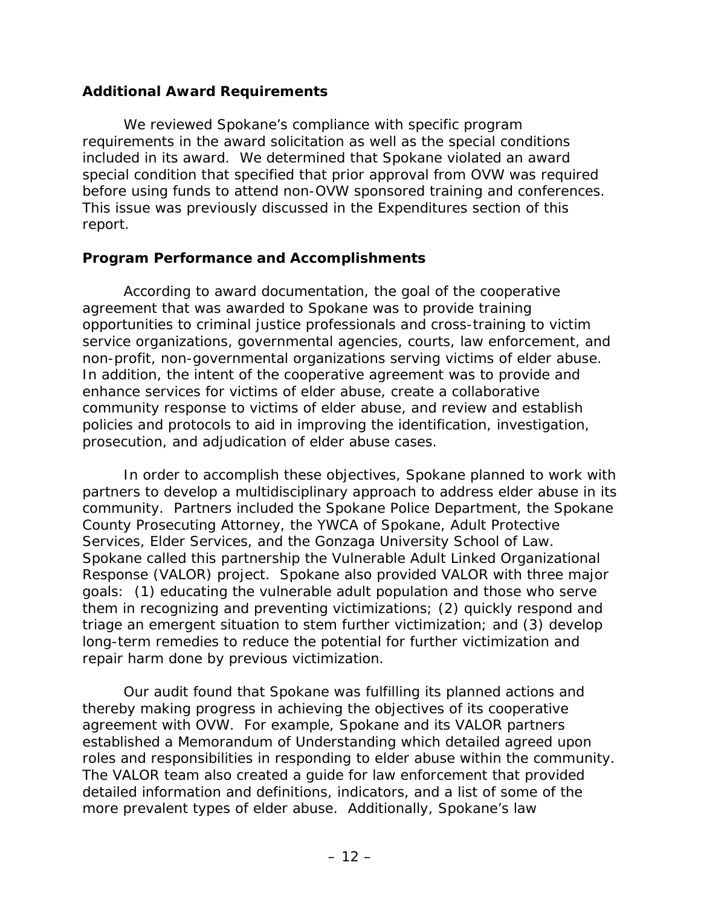### Additional Award Requirements

We reviewed Spokane's compliance with specific program requirements in the award solicitation as well as the special conditions included in its award. We determined that Spokane violated an award special condition that specified that prior approval from OVW was required before using funds to attend non-OVW sponsored training and conferences. This issue was previously discussed in the Expenditures section of this report.

### Program Performance and Accomplishments

According to award documentation, the goal of the cooperative agreement that was awarded to Spokane was to provide training opportunities to criminal justice professionals and cross-training to victim service organizations, governmental agencies, courts, law enforcement, and non-profit, non-governmental organizations serving victims of elder abuse. In addition, the intent of the cooperative agreement was to provide and enhance services for victims of elder abuse, create a collaborative community response to victims of elder abuse, and review and establish policies and protocols to aid in improving the identification, investigation, prosecution, and adjudication of elder abuse cases.

In order to accomplish these objectives, Spokane planned to work with partners to develop a multidisciplinary approach to address elder abuse in its community. Partners included the Spokane Police Department, the Spokane County Prosecuting Attorney, the YWCA of Spokane, Adult Protective Services, Elder Services, and the Gonzaga University School of Law. Spokane called this partnership the Vulnerable Adult Linked Organizational Response (VALOR) project. Spokane also provided VALOR with three major goals: (1) educating the vulnerable adult population and those who serve them in recognizing and preventing victimizations; (2) quickly respond and triage an emergent situation to stem further victimization; and (3) develop long-term remedies to reduce the potential for further victimization and repair harm done by previous victimization.

Our audit found that Spokane was fulfilling its planned actions and thereby making progress in achieving the objectives of its cooperative agreement with OVW. For example, Spokane and its VALOR partners established a Memorandum of Understanding which detailed agreed upon roles and responsibilities in responding to elder abuse within the community. The VALOR team also created a guide for law enforcement that provided detailed information and definitions, indicators, and a list of some of the more prevalent types of elder abuse. Additionally, Spokane's law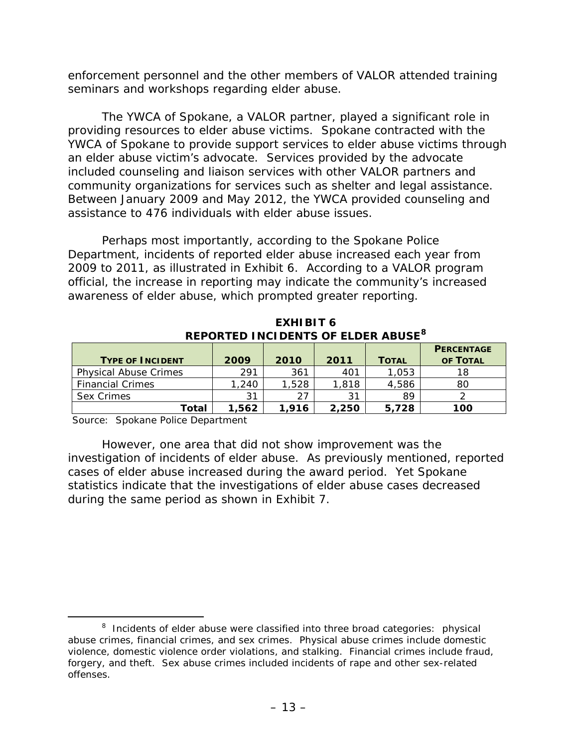enforcement personnel and the other members of VALOR attended training seminars and workshops regarding elder abuse.

The YWCA of Spokane, a VALOR partner, played a significant role in providing resources to elder abuse victims. Spokane contracted with the YWCA of Spokane to provide support services to elder abuse victims through an elder abuse victim's advocate. Services provided by the advocate included counseling and liaison services with other VALOR partners and community organizations for services such as shelter and legal assistance. Between January 2009 and May 2012, the YWCA provided counseling and assistance to 476 individuals with elder abuse issues.

Perhaps most importantly, according to the Spokane Police Department, incidents of reported elder abuse increased each year from 2009 to 2011, as illustrated in Exhibit 6. According to a VALOR program official, the increase in reporting may indicate the community's increased awareness of elder abuse, which prompted greater reporting.

**EXHIBIT 6**
**REPORTED INCIDENTS OF ELDER ABUSE[8]**

| TYPE OF INCIDENT | 2009 | 2010 | 2011 | TOTAL | PERCENTAGE OF TOTAL |
|---|---|---|---|---|---|
| Physical Abuse Crimes | 291 | 361 | 401 | 1,053 | 18 |
| Financial Crimes | 1,240 | 1,528 | 1,818 | 4,586 | 80 |
| Sex Crimes | 31 | 27 | 31 | 89 | 2 |
| **Total** | **1,562** | **1,916** | **2,250** | **5,728** | **100** |

Source: Spokane Police Department

However, one area that did not show improvement was the investigation of incidents of elder abuse. As previously mentioned, reported cases of elder abuse increased during the award period. Yet Spokane statistics indicate that the investigations of elder abuse cases decreased during the same period as shown in Exhibit 7.

[8] Incidents of elder abuse were classified into three broad categories: physical abuse crimes, financial crimes, and sex crimes. Physical abuse crimes include domestic violence, domestic violence order violations, and stalking. Financial crimes include fraud, forgery, and theft. Sex abuse crimes included incidents of rape and other sex-related offenses.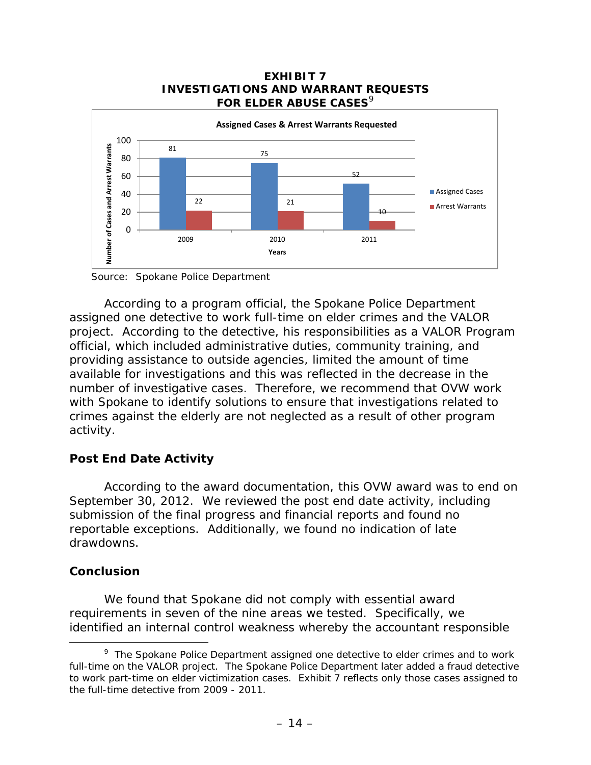**EXHIBIT 7**
**INVESTIGATIONS AND WARRANT REQUESTS FOR ELDER ABUSE CASES**[9]

**Assigned Cases & Arrest Warrants Requested**

| Years | Assigned Cases | Arrest Warrants |
|---|---|---|
| 2009 | 81 | 22 |
| 2010 | 75 | 21 |
| 2011 | 52 | 10 |

Source: Spokane Police Department

According to a program official, the Spokane Police Department assigned one detective to work full-time on elder crimes and the VALOR project. According to the detective, his responsibilities as a VALOR Program official, which included administrative duties, community training, and providing assistance to outside agencies, limited the amount of time available for investigations and this was reflected in the decrease in the number of investigative cases. Therefore, we recommend that OVW work with Spokane to identify solutions to ensure that investigations related to crimes against the elderly are not neglected as a result of other program activity.

### Post End Date Activity

According to the award documentation, this OVW award was to end on September 30, 2012. We reviewed the post end date activity, including submission of the final progress and financial reports and found no reportable exceptions. Additionally, we found no indication of late drawdowns.

### Conclusion

We found that Spokane did not comply with essential award requirements in seven of the nine areas we tested. Specifically, we identified an internal control weakness whereby the accountant responsible

---

[9] The Spokane Police Department assigned one detective to elder crimes and to work full-time on the VALOR project. The Spokane Police Department later added a fraud detective to work part-time on elder victimization cases. Exhibit 7 reflects only those cases assigned to the full-time detective from 2009 - 2011.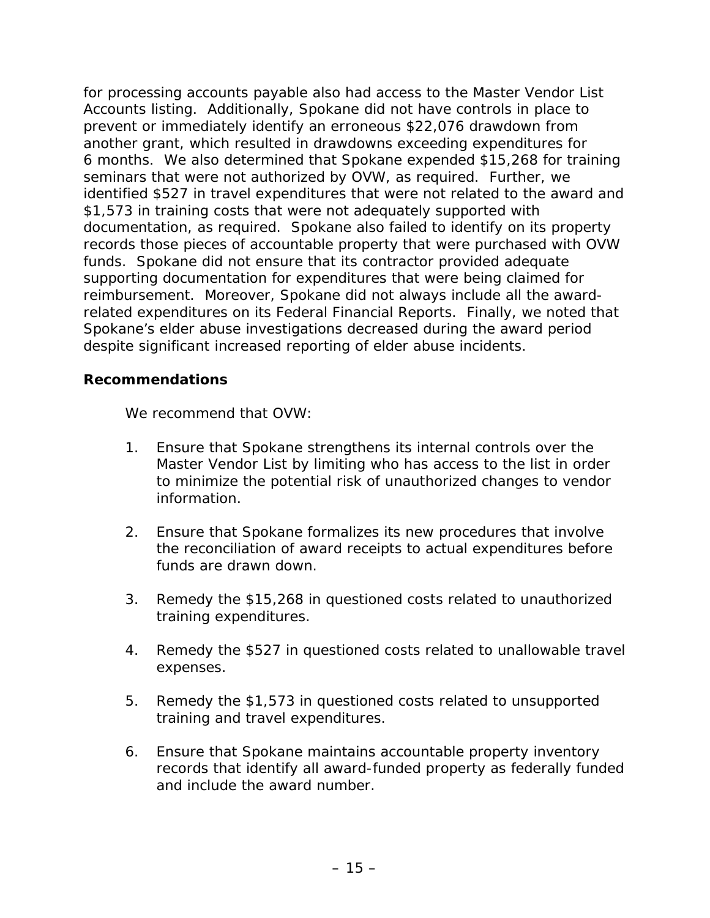for processing accounts payable also had access to the Master Vendor List Accounts listing. Additionally, Spokane did not have controls in place to prevent or immediately identify an erroneous $22,076 drawdown from another grant, which resulted in drawdowns exceeding expenditures for 6 months. We also determined that Spokane expended $15,268 for training seminars that were not authorized by OVW, as required. Further, we identified $527 in travel expenditures that were not related to the award and $1,573 in training costs that were not adequately supported with documentation, as required. Spokane also failed to identify on its property records those pieces of accountable property that were purchased with OVW funds. Spokane did not ensure that its contractor provided adequate supporting documentation for expenditures that were being claimed for reimbursement. Moreover, Spokane did not always include all the award-related expenditures on its Federal Financial Reports. Finally, we noted that Spokane's elder abuse investigations decreased during the award period despite significant increased reporting of elder abuse incidents.

**Recommendations**

We recommend that OVW:

1. Ensure that Spokane strengthens its internal controls over the Master Vendor List by limiting who has access to the list in order to minimize the potential risk of unauthorized changes to vendor information.

2. Ensure that Spokane formalizes its new procedures that involve the reconciliation of award receipts to actual expenditures before funds are drawn down.

3. Remedy the $15,268 in questioned costs related to unauthorized training expenditures.

4. Remedy the $527 in questioned costs related to unallowable travel expenses.

5. Remedy the $1,573 in questioned costs related to unsupported training and travel expenditures.

6. Ensure that Spokane maintains accountable property inventory records that identify all award-funded property as federally funded and include the award number.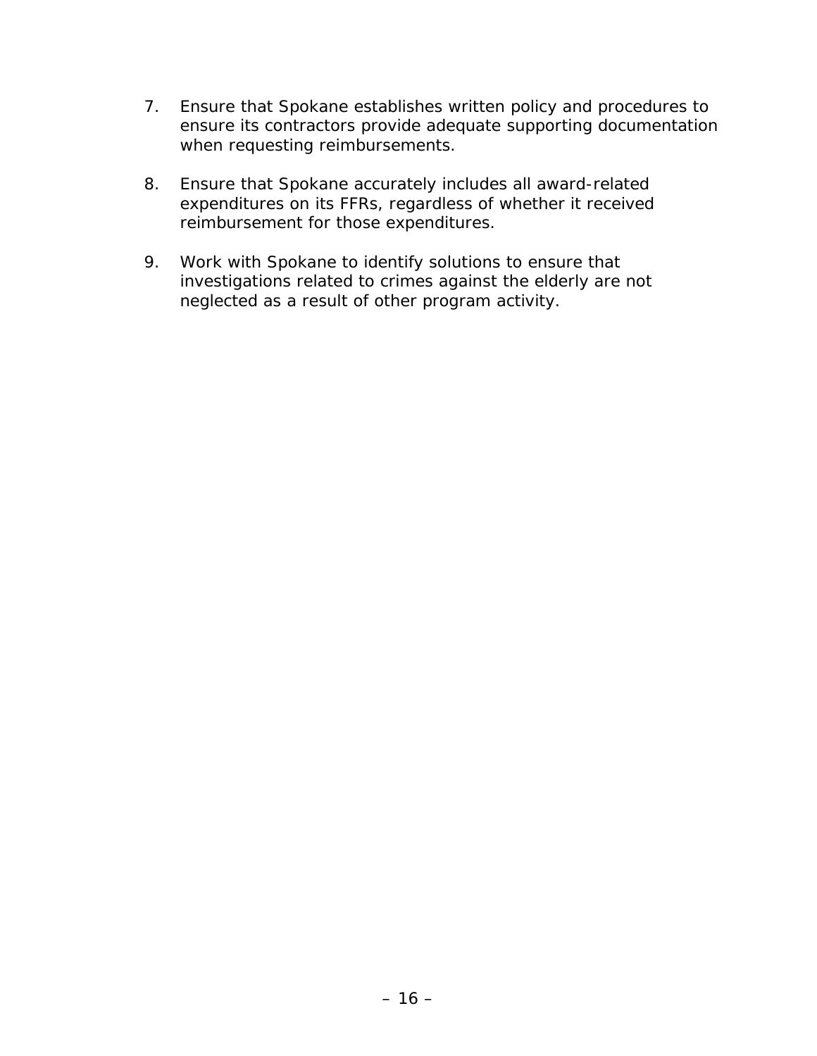7. Ensure that Spokane establishes written policy and procedures to ensure its contractors provide adequate supporting documentation when requesting reimbursements.

8. Ensure that Spokane accurately includes all award-related expenditures on its FFRs, regardless of whether it received reimbursement for those expenditures.

9. Work with Spokane to identify solutions to ensure that investigations related to crimes against the elderly are not neglected as a result of other program activity.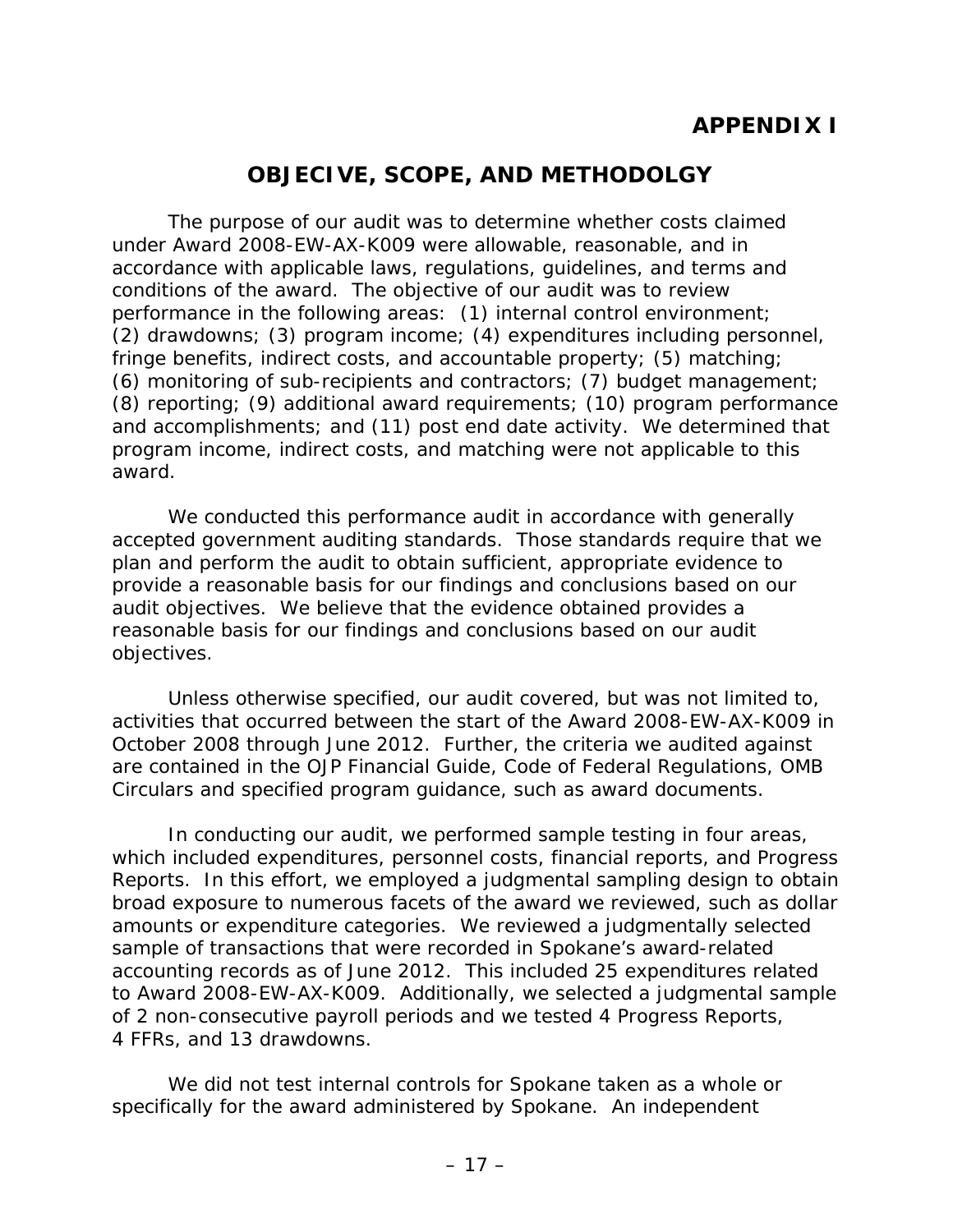# APPENDIX I

## OBJECIVE, SCOPE, AND METHODOLGY

The purpose of our audit was to determine whether costs claimed under Award 2008-EW-AX-K009 were allowable, reasonable, and in accordance with applicable laws, regulations, guidelines, and terms and conditions of the award. The objective of our audit was to review performance in the following areas: (1) internal control environment; (2) drawdowns; (3) program income; (4) expenditures including personnel, fringe benefits, indirect costs, and accountable property; (5) matching; (6) monitoring of sub-recipients and contractors; (7) budget management; (8) reporting; (9) additional award requirements; (10) program performance and accomplishments; and (11) post end date activity. We determined that program income, indirect costs, and matching were not applicable to this award.

We conducted this performance audit in accordance with generally accepted government auditing standards. Those standards require that we plan and perform the audit to obtain sufficient, appropriate evidence to provide a reasonable basis for our findings and conclusions based on our audit objectives. We believe that the evidence obtained provides a reasonable basis for our findings and conclusions based on our audit objectives.

Unless otherwise specified, our audit covered, but was not limited to, activities that occurred between the start of the Award 2008-EW-AX-K009 in October 2008 through June 2012. Further, the criteria we audited against are contained in the OJP Financial Guide, Code of Federal Regulations, OMB Circulars and specified program guidance, such as award documents.

In conducting our audit, we performed sample testing in four areas, which included expenditures, personnel costs, financial reports, and Progress Reports. In this effort, we employed a judgmental sampling design to obtain broad exposure to numerous facets of the award we reviewed, such as dollar amounts or expenditure categories. We reviewed a judgmentally selected sample of transactions that were recorded in Spokane's award-related accounting records as of June 2012. This included 25 expenditures related to Award 2008-EW-AX-K009. Additionally, we selected a judgmental sample of 2 non-consecutive payroll periods and we tested 4 Progress Reports, 4 FFRs, and 13 drawdowns.

We did not test internal controls for Spokane taken as a whole or specifically for the award administered by Spokane. An independent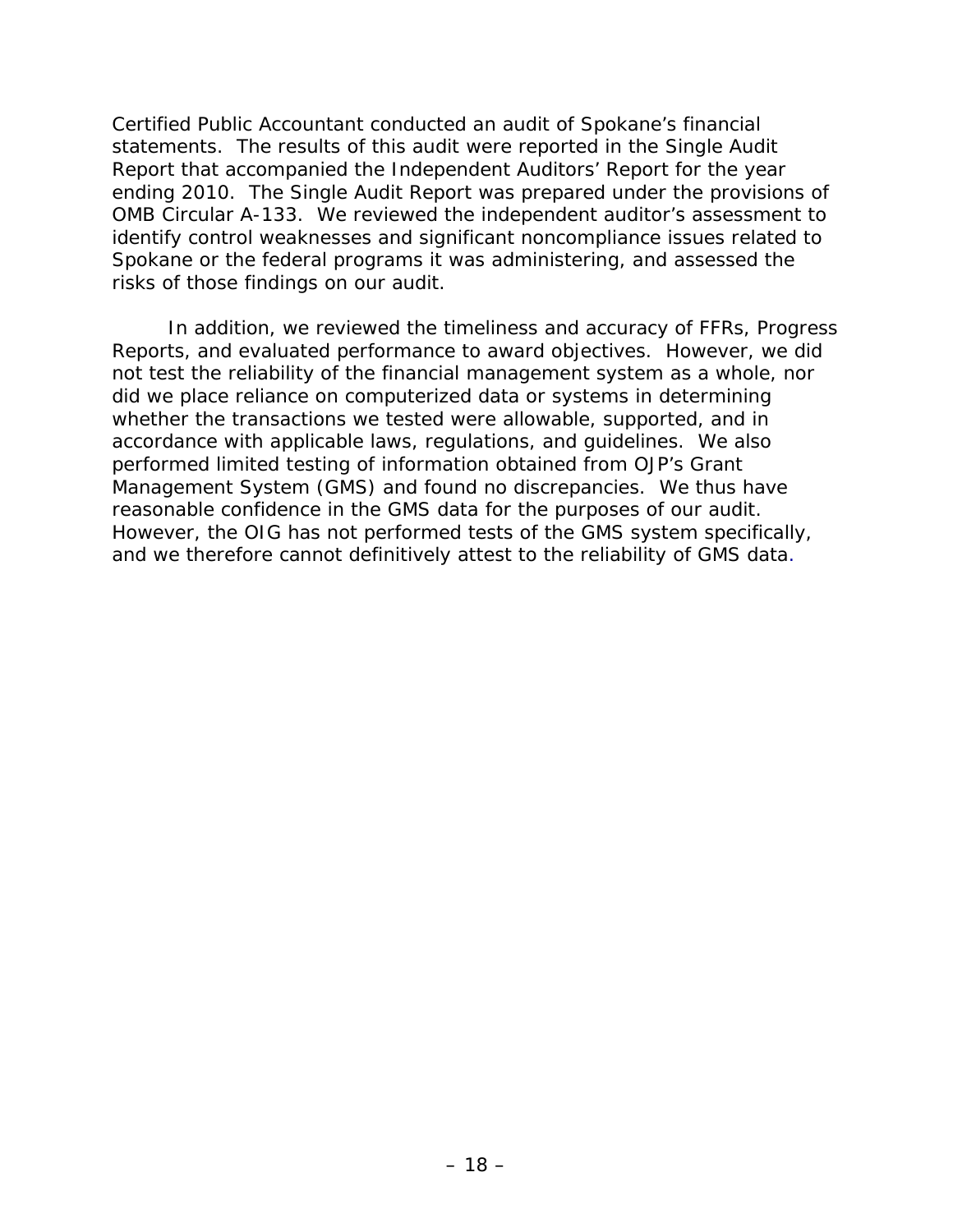Certified Public Accountant conducted an audit of Spokane's financial statements. The results of this audit were reported in the Single Audit Report that accompanied the Independent Auditors' Report for the year ending 2010. The Single Audit Report was prepared under the provisions of OMB Circular A-133. We reviewed the independent auditor's assessment to identify control weaknesses and significant noncompliance issues related to Spokane or the federal programs it was administering, and assessed the risks of those findings on our audit.

In addition, we reviewed the timeliness and accuracy of FFRs, Progress Reports, and evaluated performance to award objectives. However, we did not test the reliability of the financial management system as a whole, nor did we place reliance on computerized data or systems in determining whether the transactions we tested were allowable, supported, and in accordance with applicable laws, regulations, and guidelines. We also performed limited testing of information obtained from OJP's Grant Management System (GMS) and found no discrepancies. We thus have reasonable confidence in the GMS data for the purposes of our audit. However, the OIG has not performed tests of the GMS system specifically, and we therefore cannot definitively attest to the reliability of GMS data.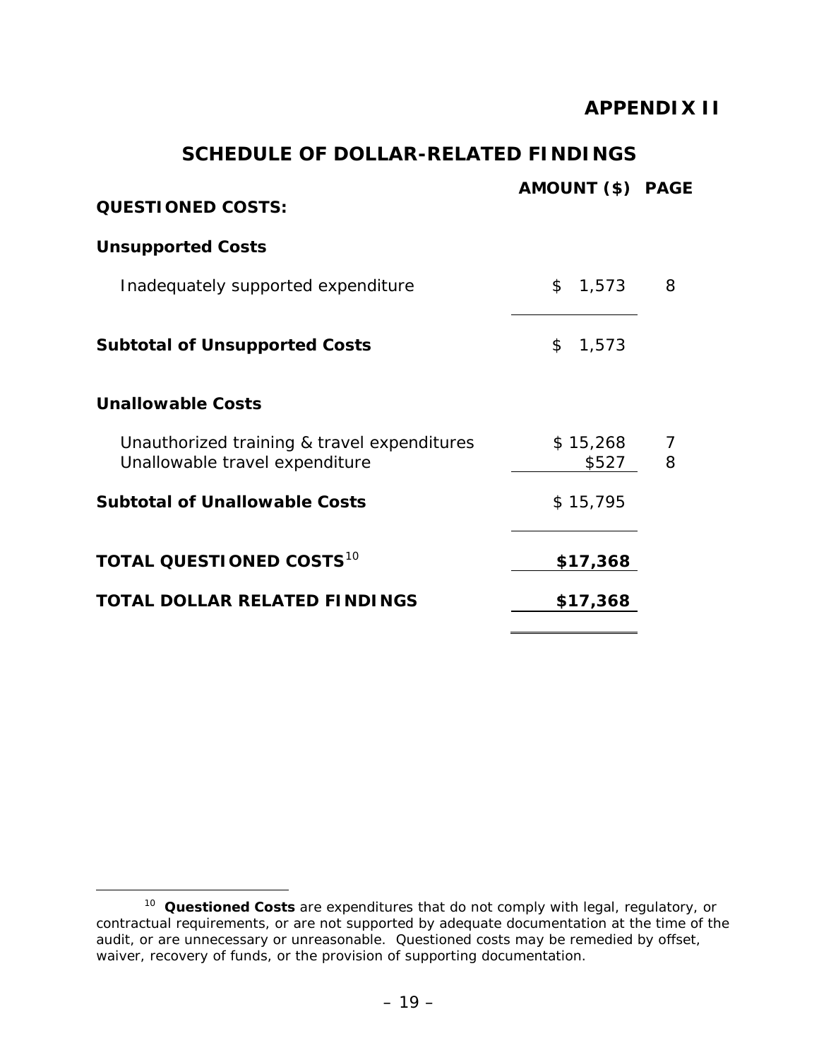# APPENDIX II

## SCHEDULE OF DOLLAR-RELATED FINDINGS

| QUESTIONED COSTS: | AMOUNT ($) | PAGE |
|---|---|---|
| **Unsupported Costs** | | |
| Inadequately supported expenditure | $ 1,573 | 8 |
| **Subtotal of Unsupported Costs** | $ 1,573 | |
| **Unallowable Costs** | | |
| Unauthorized training & travel expenditures | $ 15,268 | 7 |
| Unallowable travel expenditure | $527 | 8 |
| **Subtotal of Unallowable Costs** | $ 15,795 | |
| **TOTAL QUESTIONED COSTS**[10] | **$17,368** | |
| **TOTAL DOLLAR RELATED FINDINGS** | **$17,368** | |

[10] **Questioned Costs** are expenditures that do not comply with legal, regulatory, or contractual requirements, or are not supported by adequate documentation at the time of the audit, or are unnecessary or unreasonable. Questioned costs may be remedied by offset, waiver, recovery of funds, or the provision of supporting documentation.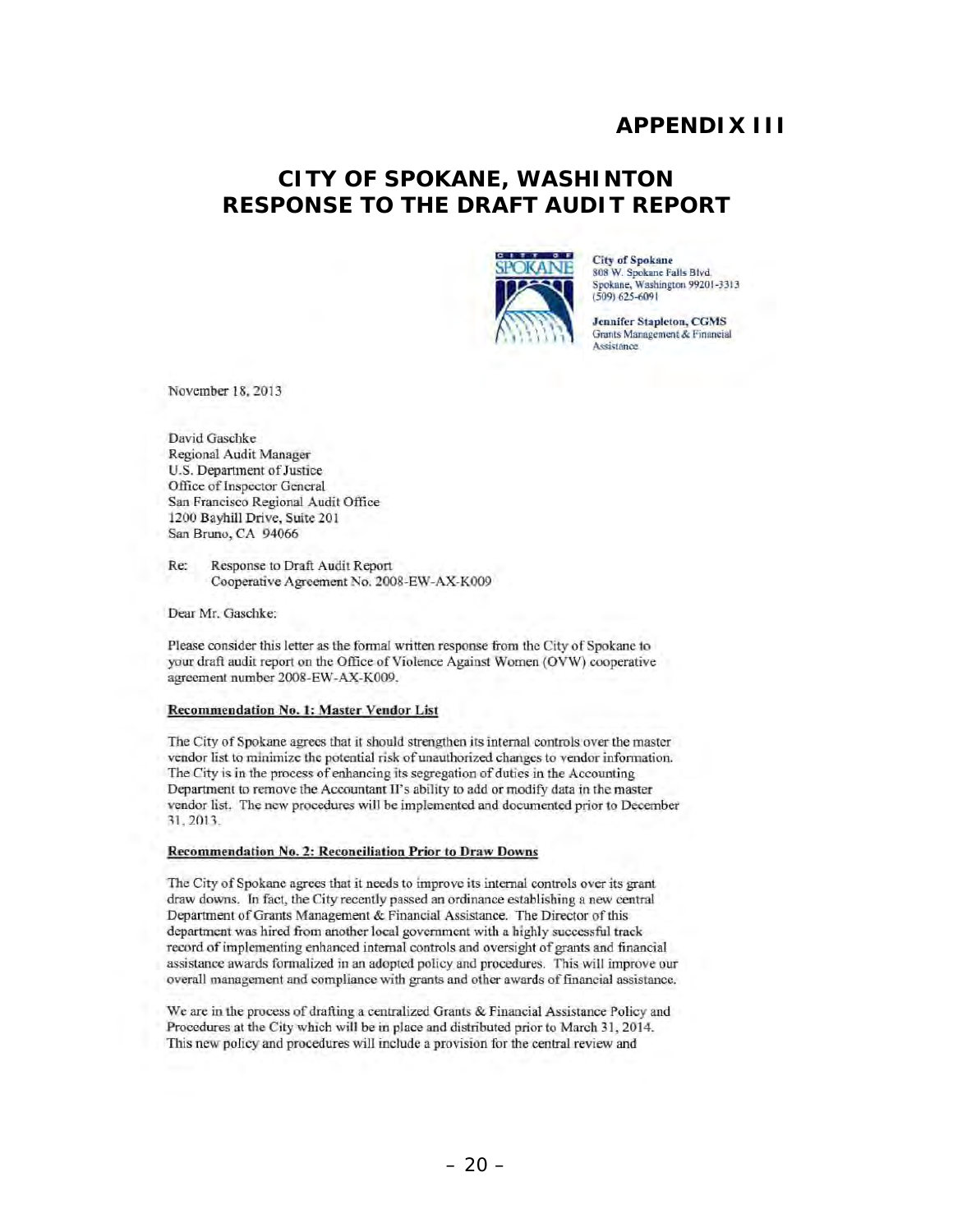# APPENDIX III

## CITY OF SPOKANE, WASHINTON RESPONSE TO THE DRAFT AUDIT REPORT

City of Spokane
808 W. Spokane Falls Blvd.
Spokane, Washington 99201-3313
(509) 625-6091

**Jennifer Stapleton, CGMS**
Grants Management & Financial Assistance

November 18, 2013

David Gaschke
Regional Audit Manager
U.S. Department of Justice
Office of Inspector General
San Francisco Regional Audit Office
1200 Bayhill Drive, Suite 201
San Bruno, CA 94066

Re: Response to Draft Audit Report
Cooperative Agreement No. 2008-EW-AX-K009

Dear Mr. Gaschke:

Please consider this letter as the formal written response from the City of Spokane to your draft audit report on the Office of Violence Against Women (OVW) cooperative agreement number 2008-EW-AX-K009.

**Recommendation No. 1: Master Vendor List**

The City of Spokane agrees that it should strengthen its internal controls over the master vendor list to minimize the potential risk of unauthorized changes to vendor information. The City is in the process of enhancing its segregation of duties in the Accounting Department to remove the Accountant II's ability to add or modify data in the master vendor list. The new procedures will be implemented and documented prior to December 31, 2013.

**Recommendation No. 2: Reconciliation Prior to Draw Downs**

The City of Spokane agrees that it needs to improve its internal controls over its grant draw downs. In fact, the City recently passed an ordinance establishing a new central Department of Grants Management & Financial Assistance. The Director of this department was hired from another local government with a highly successful track record of implementing enhanced internal controls and oversight of grants and financial assistance awards formalized in an adopted policy and procedures. This will improve our overall management and compliance with grants and other awards of financial assistance.

We are in the process of drafting a centralized Grants & Financial Assistance Policy and Procedures at the City which will be in place and distributed prior to March 31, 2014. This new policy and procedures will include a provision for the central review and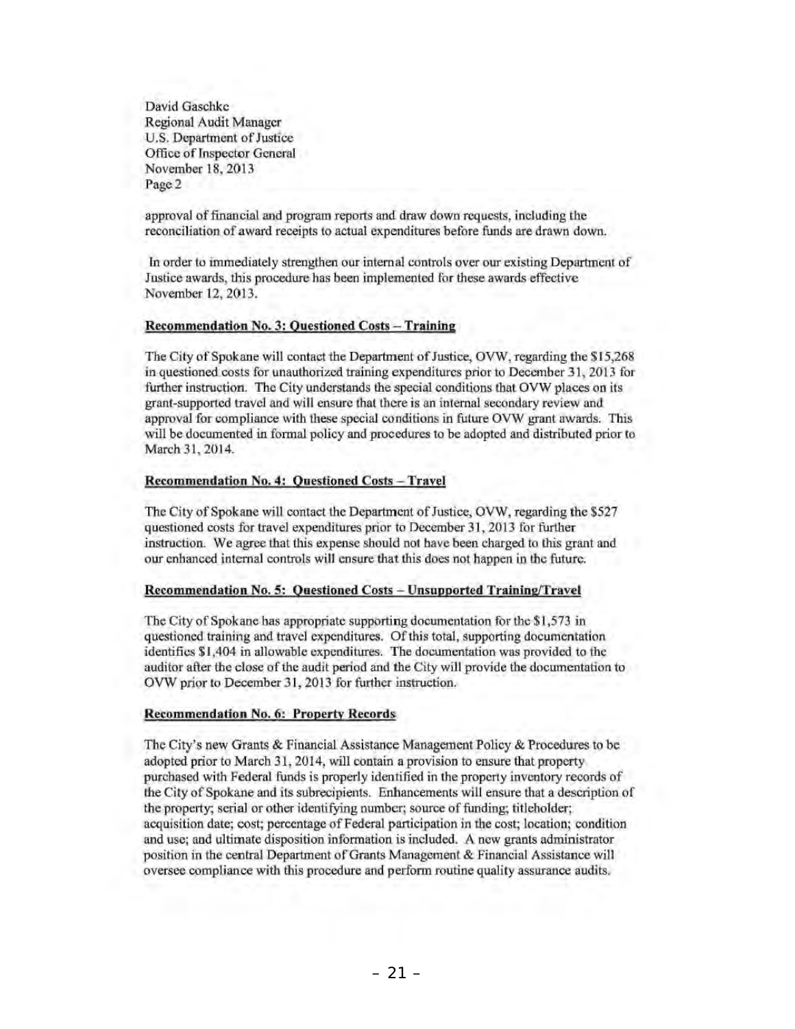David Gaschke
Regional Audit Manager
U.S. Department of Justice
Office of Inspector General
November 18, 2013
Page 2

approval of financial and program reports and draw down requests, including the reconciliation of award receipts to actual expenditures before funds are drawn down.

In order to immediately strengthen our internal controls over our existing Department of Justice awards, this procedure has been implemented for these awards effective November 12, 2013.

**Recommendation No. 3: Questioned Costs – Training**

The City of Spokane will contact the Department of Justice, OVW, regarding the $15,268 in questioned costs for unauthorized training expenditures prior to December 31, 2013 for further instruction. The City understands the special conditions that OVW places on its grant-supported travel and will ensure that there is an internal secondary review and approval for compliance with these special conditions in future OVW grant awards. This will be documented in formal policy and procedures to be adopted and distributed prior to March 31, 2014.

**Recommendation No. 4: Questioned Costs – Travel**

The City of Spokane will contact the Department of Justice, OVW, regarding the $527 questioned costs for travel expenditures prior to December 31, 2013 for further instruction. We agree that this expense should not have been charged to this grant and our enhanced internal controls will ensure that this does not happen in the future.

**Recommendation No. 5: Questioned Costs – Unsupported Training/Travel**

The City of Spokane has appropriate supporting documentation for the $1,573 in questioned training and travel expenditures. Of this total, supporting documentation identifies $1,404 in allowable expenditures. The documentation was provided to the auditor after the close of the audit period and the City will provide the documentation to OVW prior to December 31, 2013 for further instruction.

**Recommendation No. 6: Property Records**

The City's new Grants & Financial Assistance Management Policy & Procedures to be adopted prior to March 31, 2014, will contain a provision to ensure that property purchased with Federal funds is properly identified in the property inventory records of the City of Spokane and its subrecipients. Enhancements will ensure that a description of the property; serial or other identifying number; source of funding; titleholder; acquisition date; cost; percentage of Federal participation in the cost; location; condition and use; and ultimate disposition information is included. A new grants administrator position in the central Department of Grants Management & Financial Assistance will oversee compliance with this procedure and perform routine quality assurance audits.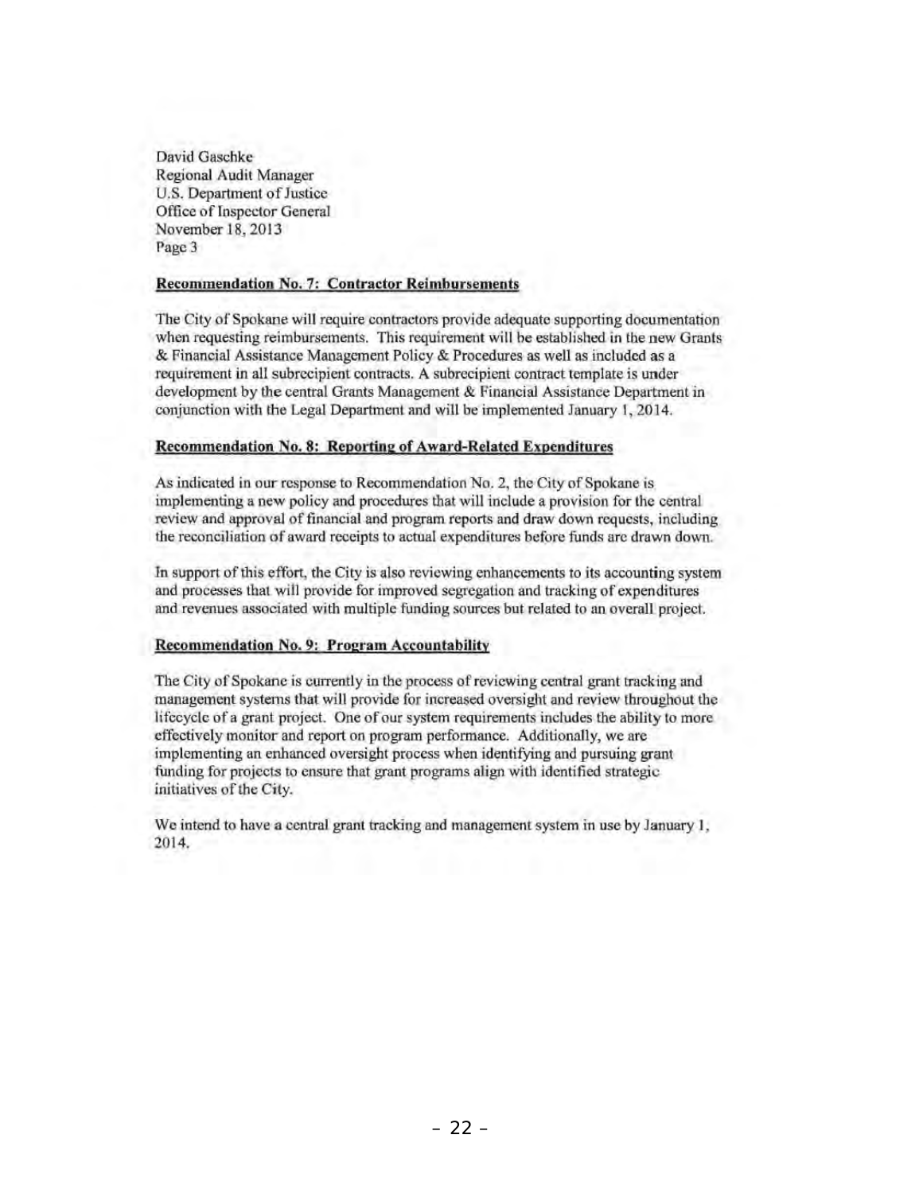David Gaschke
Regional Audit Manager
U.S. Department of Justice
Office of Inspector General
November 18, 2013
Page 3

**Recommendation No. 7: Contractor Reimbursements**

The City of Spokane will require contractors provide adequate supporting documentation when requesting reimbursements. This requirement will be established in the new Grants & Financial Assistance Management Policy & Procedures as well as included as a requirement in all subrecipient contracts. A subrecipient contract template is under development by the central Grants Management & Financial Assistance Department in conjunction with the Legal Department and will be implemented January 1, 2014.

**Recommendation No. 8: Reporting of Award-Related Expenditures**

As indicated in our response to Recommendation No. 2, the City of Spokane is implementing a new policy and procedures that will include a provision for the central review and approval of financial and program reports and draw down requests, including the reconciliation of award receipts to actual expenditures before funds are drawn down.

In support of this effort, the City is also reviewing enhancements to its accounting system and processes that will provide for improved segregation and tracking of expenditures and revenues associated with multiple funding sources but related to an overall project.

**Recommendation No. 9: Program Accountability**

The City of Spokane is currently in the process of reviewing central grant tracking and management systems that will provide for increased oversight and review throughout the lifecycle of a grant project. One of our system requirements includes the ability to more effectively monitor and report on program performance. Additionally, we are implementing an enhanced oversight process when identifying and pursuing grant funding for projects to ensure that grant programs align with identified strategic initiatives of the City.

We intend to have a central grant tracking and management system in use by January 1, 2014.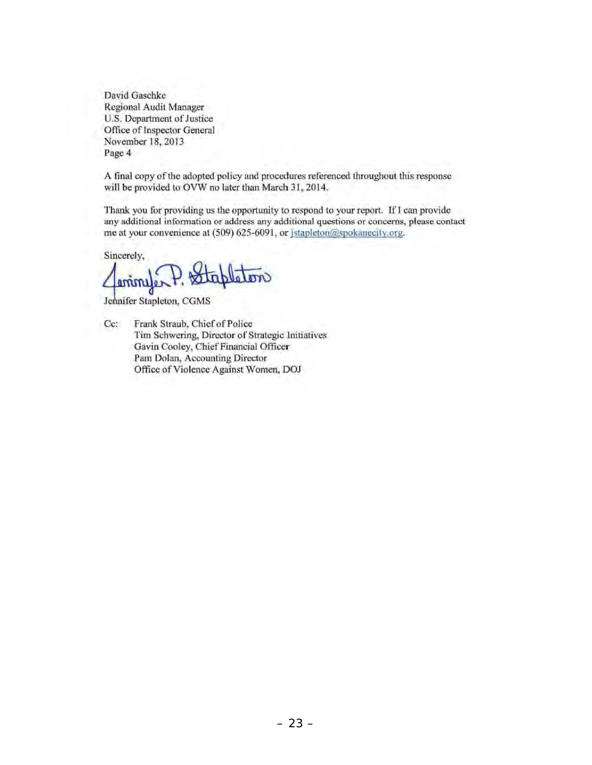David Gaschke
Regional Audit Manager
U.S. Department of Justice
Office of Inspector General
November 18, 2013
Page 4

A final copy of the adopted policy and procedures referenced throughout this response will be provided to OVW no later than March 31, 2014.

Thank you for providing us the opportunity to respond to your report. If I can provide any additional information or address any additional questions or concerns, please contact me at your convenience at (509) 625-6091, or jstapleton@spokanecity.org.

Sincerely,

Jennifer P. Stapleton

Jennifer Stapleton, CGMS

Cc: Frank Straub, Chief of Police
Tim Schwering, Director of Strategic Initiatives
Gavin Cooley, Chief Financial Officer
Pam Dolan, Accounting Director
Office of Violence Against Women, DOJ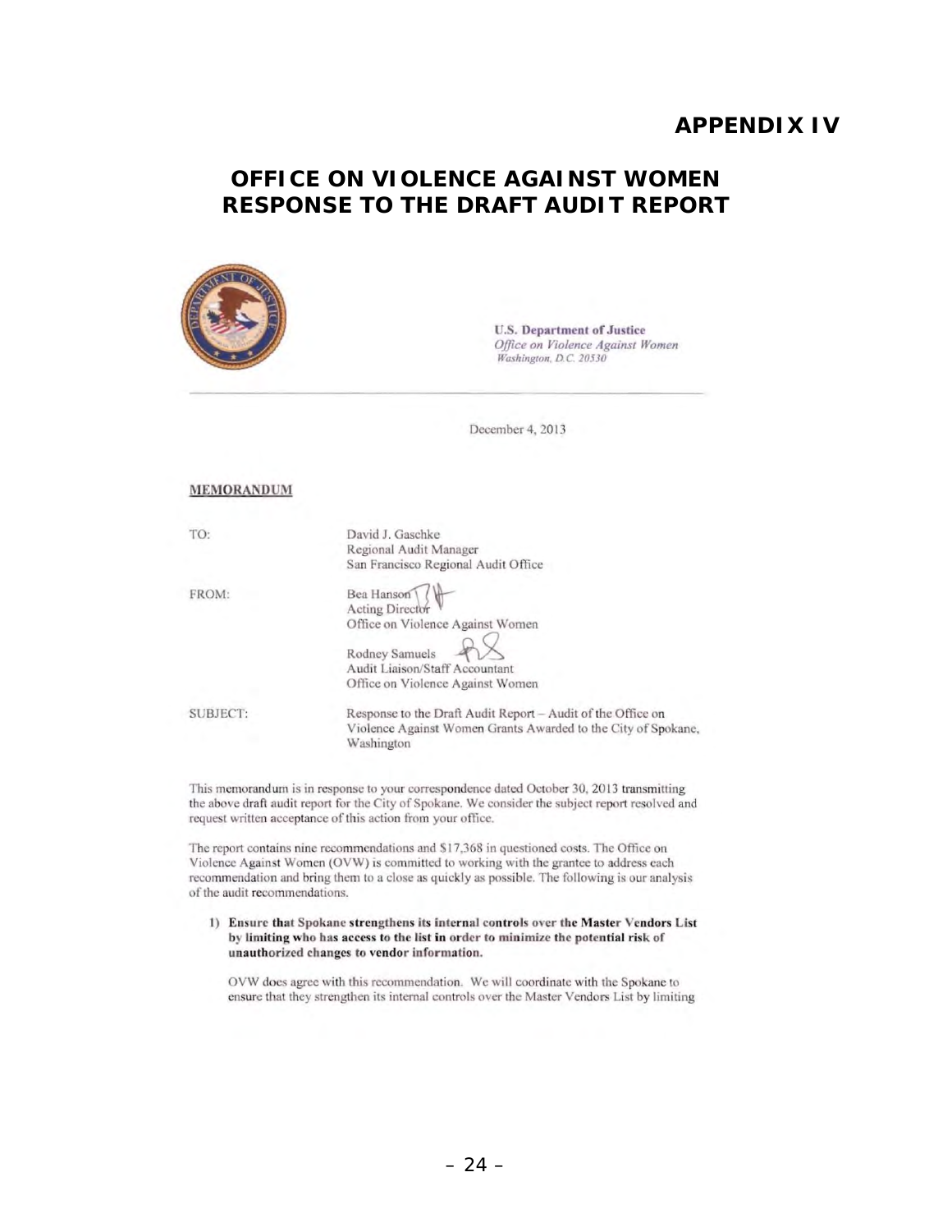# APPENDIX IV

## OFFICE ON VIOLENCE AGAINST WOMEN RESPONSE TO THE DRAFT AUDIT REPORT

**U.S. Department of Justice**
*Office on Violence Against Women*
*Washington, D.C. 20530*

December 4, 2013

**MEMORANDUM**

TO: David J. Gaschke
Regional Audit Manager
San Francisco Regional Audit Office

FROM: Bea Hanson
Acting Director
Office on Violence Against Women

Rodney Samuels
Audit Liaison/Staff Accountant
Office on Violence Against Women

SUBJECT: Response to the Draft Audit Report – Audit of the Office on Violence Against Women Grants Awarded to the City of Spokane, Washington

This memorandum is in response to your correspondence dated October 30, 2013 transmitting the above draft audit report for the City of Spokane. We consider the subject report resolved and request written acceptance of this action from your office.

The report contains nine recommendations and $17,368 in questioned costs. The Office on Violence Against Women (OVW) is committed to working with the grantee to address each recommendation and bring them to a close as quickly as possible. The following is our analysis of the audit recommendations.

1) **Ensure that Spokane strengthens its internal controls over the Master Vendors List by limiting who has access to the list in order to minimize the potential risk of unauthorized changes to vendor information.**

OVW does agree with this recommendation. We will coordinate with the Spokane to ensure that they strengthen its internal controls over the Master Vendors List by limiting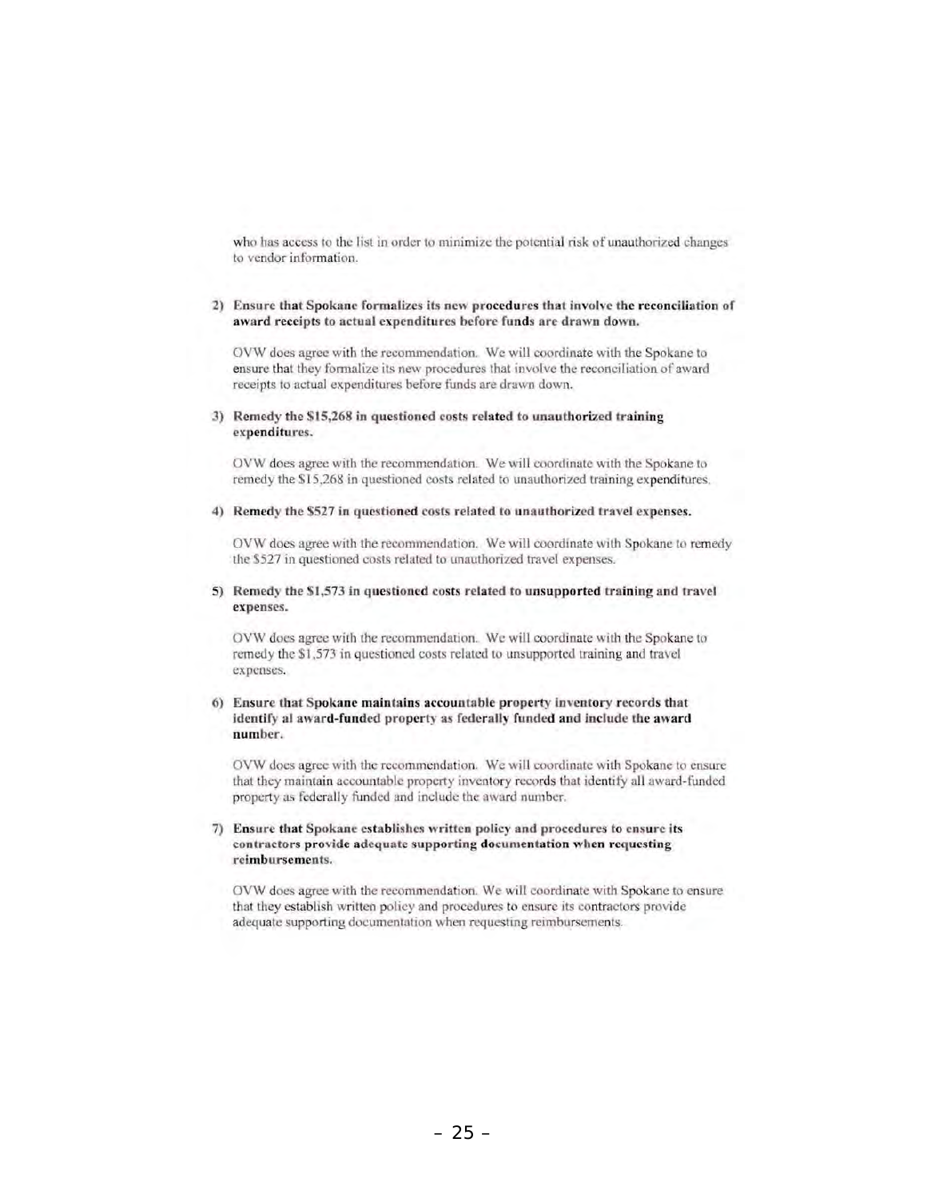who has access to the list in order to minimize the potential risk of unauthorized changes to vendor information.

2) **Ensure that Spokane formalizes its new procedures that involve the reconciliation of award receipts to actual expenditures before funds are drawn down.**

   OVW does agree with the recommendation. We will coordinate with the Spokane to ensure that they formalize its new procedures that involve the reconciliation of award receipts to actual expenditures before funds are drawn down.

3) **Remedy the $15,268 in questioned costs related to unauthorized training expenditures.**

   OVW does agree with the recommendation. We will coordinate with the Spokane to remedy the $15,268 in questioned costs related to unauthorized training expenditures.

4) **Remedy the $527 in questioned costs related to unauthorized travel expenses.**

   OVW does agree with the recommendation. We will coordinate with Spokane to remedy the $527 in questioned costs related to unauthorized travel expenses.

5) **Remedy the $1,573 in questioned costs related to unsupported training and travel expenses.**

   OVW does agree with the recommendation. We will coordinate with the Spokane to remedy the $1,573 in questioned costs related to unsupported training and travel expenses.

6) **Ensure that Spokane maintains accountable property inventory records that identify al award-funded property as federally funded and include the award number.**

   OVW does agree with the recommendation. We will coordinate with Spokane to ensure that they maintain accountable property inventory records that identify all award-funded property as federally funded and include the award number.

7) **Ensure that Spokane establishes written policy and procedures to ensure its contractors provide adequate supporting documentation when requesting reimbursements.**

   OVW does agree with the recommendation. We will coordinate with Spokane to ensure that they establish written policy and procedures to ensure its contractors provide adequate supporting documentation when requesting reimbursements.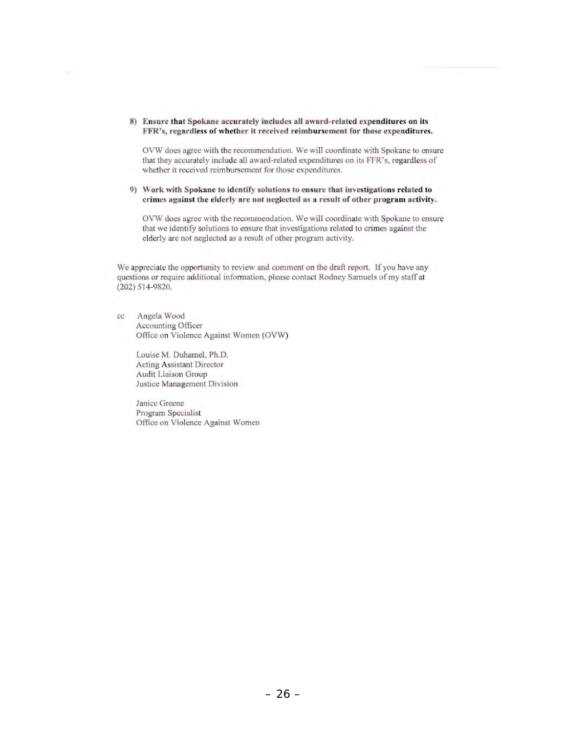8) **Ensure that Spokane accurately includes all award-related expenditures on its FFR's, regardless of whether it received reimbursement for those expenditures.**

   OVW does agree with the recommendation. We will coordinate with Spokane to ensure that they accurately include all award-related expenditures on its FFR's, regardless of whether it received reimbursement for those expenditures.

9) **Work with Spokane to identify solutions to ensure that investigations related to crimes against the elderly are not neglected as a result of other program activity.**

   OVW does agree with the recommendation. We will coordinate with Spokane to ensure that we identify solutions to ensure that investigations related to crimes against the elderly are not neglected as a result of other program activity.

We appreciate the opportunity to review and comment on the draft report. If you have any questions or require additional information, please contact Rodney Samuels of my staff at (202) 514-9820.

cc Angela Wood
Accounting Officer
Office on Violence Against Women (OVW)

Louise M. Duhamel, Ph.D.
Acting Assistant Director
Audit Liaison Group
Justice Management Division

Janice Greene
Program Specialist
Office on Violence Against Women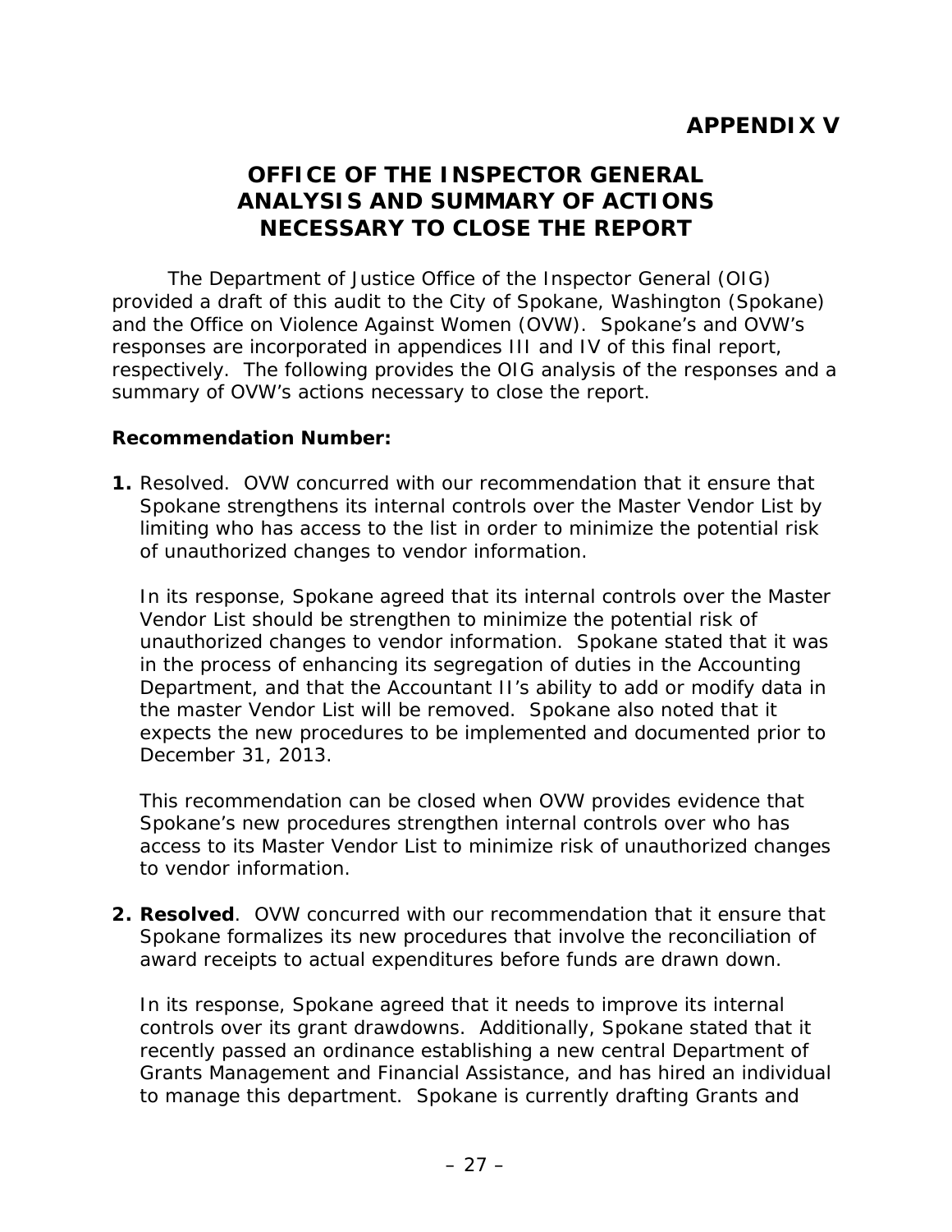**APPENDIX V**

# OFFICE OF THE INSPECTOR GENERAL ANALYSIS AND SUMMARY OF ACTIONS NECESSARY TO CLOSE THE REPORT

The Department of Justice Office of the Inspector General (OIG) provided a draft of this audit to the City of Spokane, Washington (Spokane) and the Office on Violence Against Women (OVW). Spokane's and OVW's responses are incorporated in appendices III and IV of this final report, respectively. The following provides the OIG analysis of the responses and a summary of OVW's actions necessary to close the report.

**Recommendation Number:**

1. Resolved. OVW concurred with our recommendation that it ensure that Spokane strengthens its internal controls over the Master Vendor List by limiting who has access to the list in order to minimize the potential risk of unauthorized changes to vendor information.

   In its response, Spokane agreed that its internal controls over the Master Vendor List should be strengthen to minimize the potential risk of unauthorized changes to vendor information. Spokane stated that it was in the process of enhancing its segregation of duties in the Accounting Department, and that the Accountant II's ability to add or modify data in the master Vendor List will be removed. Spokane also noted that it expects the new procedures to be implemented and documented prior to December 31, 2013.

   This recommendation can be closed when OVW provides evidence that Spokane's new procedures strengthen internal controls over who has access to its Master Vendor List to minimize risk of unauthorized changes to vendor information.

2. **Resolved**. OVW concurred with our recommendation that it ensure that Spokane formalizes its new procedures that involve the reconciliation of award receipts to actual expenditures before funds are drawn down.

   In its response, Spokane agreed that it needs to improve its internal controls over its grant drawdowns. Additionally, Spokane stated that it recently passed an ordinance establishing a new central Department of Grants Management and Financial Assistance, and has hired an individual to manage this department. Spokane is currently drafting Grants and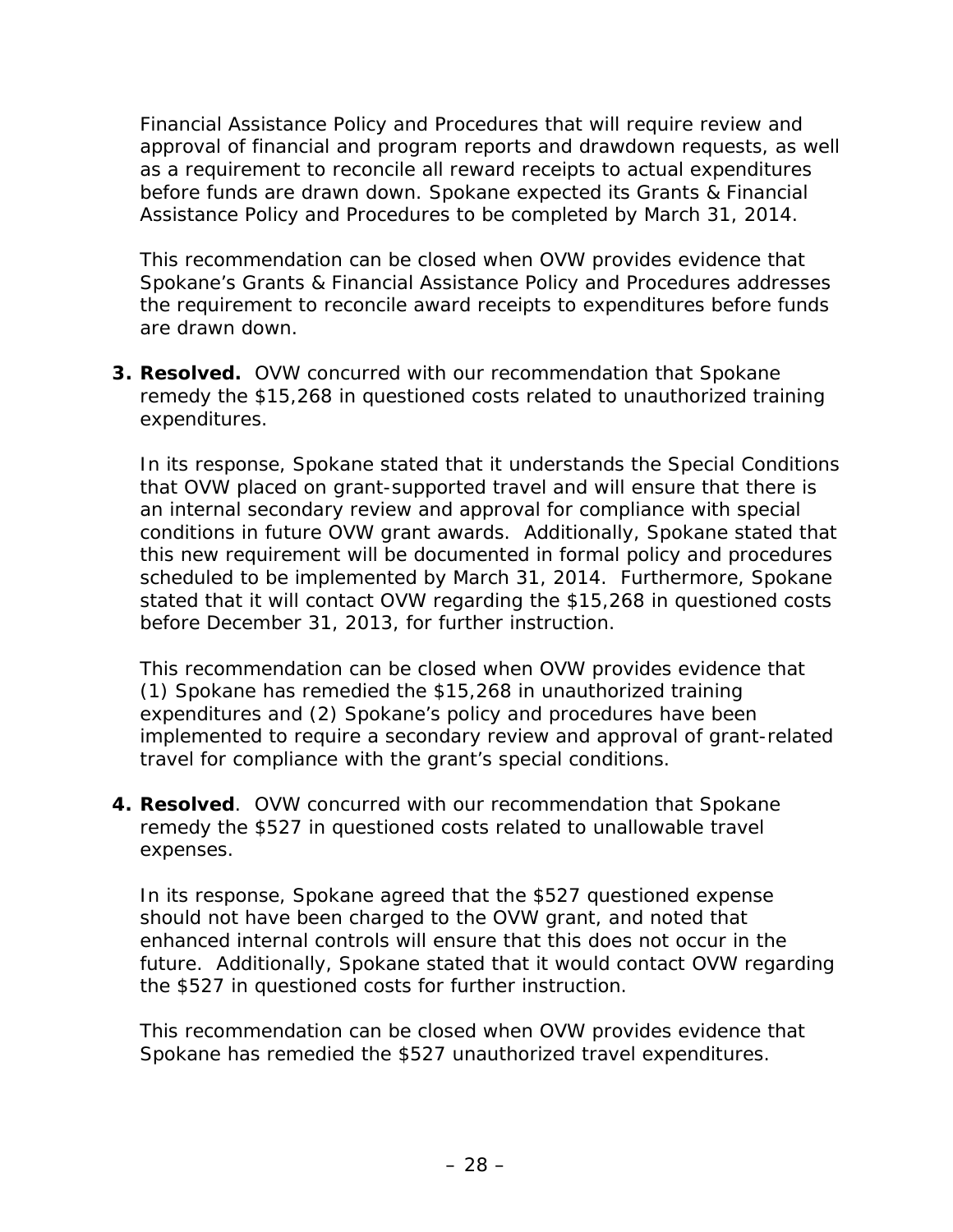Financial Assistance Policy and Procedures that will require review and approval of financial and program reports and drawdown requests, as well as a requirement to reconcile all reward receipts to actual expenditures before funds are drawn down. Spokane expected its Grants & Financial Assistance Policy and Procedures to be completed by March 31, 2014.

This recommendation can be closed when OVW provides evidence that Spokane's Grants & Financial Assistance Policy and Procedures addresses the requirement to reconcile award receipts to expenditures before funds are drawn down.

3. **Resolved.** OVW concurred with our recommendation that Spokane remedy the $15,268 in questioned costs related to unauthorized training expenditures.

   In its response, Spokane stated that it understands the Special Conditions that OVW placed on grant-supported travel and will ensure that there is an internal secondary review and approval for compliance with special conditions in future OVW grant awards. Additionally, Spokane stated that this new requirement will be documented in formal policy and procedures scheduled to be implemented by March 31, 2014. Furthermore, Spokane stated that it will contact OVW regarding the $15,268 in questioned costs before December 31, 2013, for further instruction.

   This recommendation can be closed when OVW provides evidence that (1) Spokane has remedied the $15,268 in unauthorized training expenditures and (2) Spokane's policy and procedures have been implemented to require a secondary review and approval of grant-related travel for compliance with the grant's special conditions.

4. **Resolved**. OVW concurred with our recommendation that Spokane remedy the $527 in questioned costs related to unallowable travel expenses.

   In its response, Spokane agreed that the $527 questioned expense should not have been charged to the OVW grant, and noted that enhanced internal controls will ensure that this does not occur in the future. Additionally, Spokane stated that it would contact OVW regarding the $527 in questioned costs for further instruction.

   This recommendation can be closed when OVW provides evidence that Spokane has remedied the $527 unauthorized travel expenditures.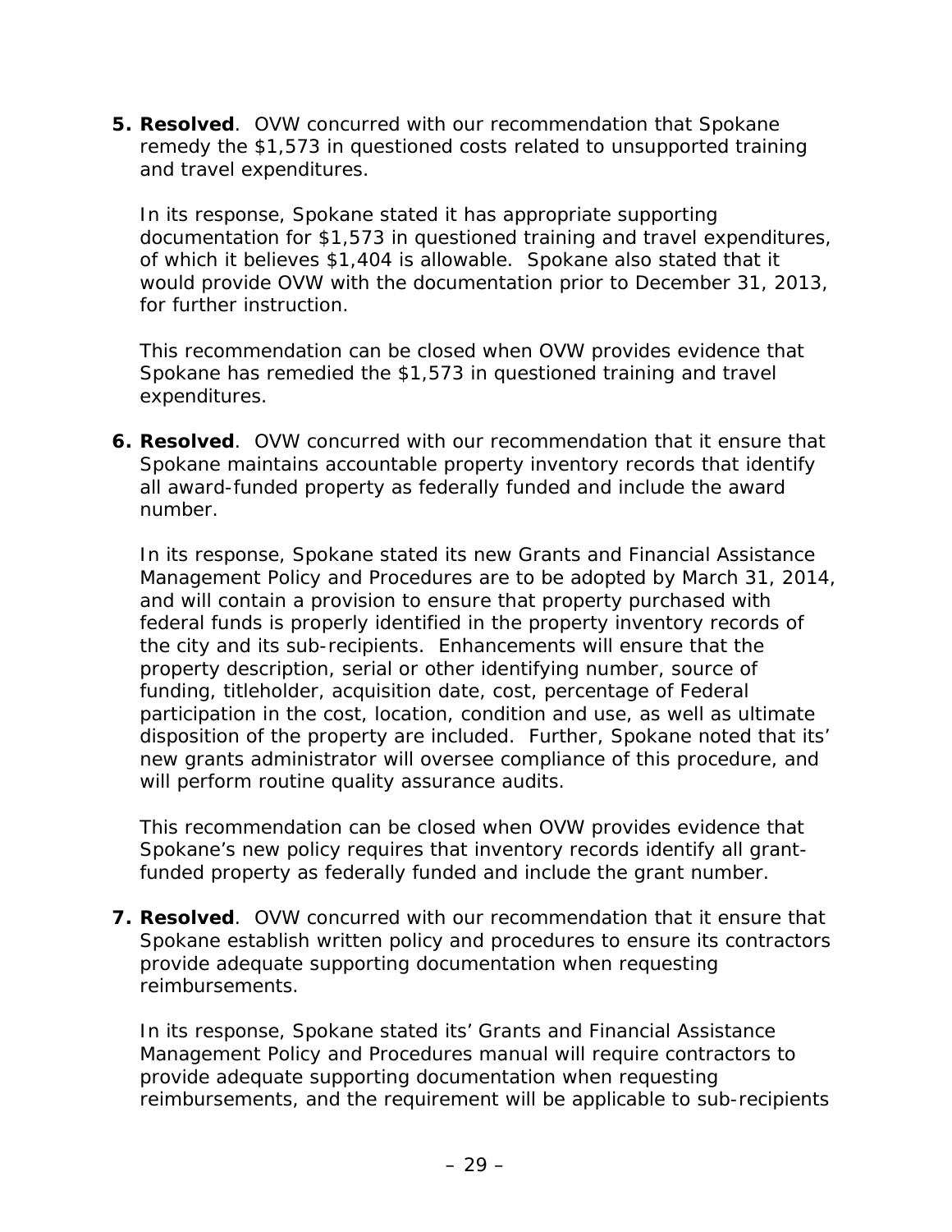5. **Resolved**. OVW concurred with our recommendation that Spokane remedy the $1,573 in questioned costs related to unsupported training and travel expenditures.

   In its response, Spokane stated it has appropriate supporting documentation for $1,573 in questioned training and travel expenditures, of which it believes $1,404 is allowable. Spokane also stated that it would provide OVW with the documentation prior to December 31, 2013, for further instruction.

   This recommendation can be closed when OVW provides evidence that Spokane has remedied the $1,573 in questioned training and travel expenditures.

6. **Resolved**. OVW concurred with our recommendation that it ensure that Spokane maintains accountable property inventory records that identify all award-funded property as federally funded and include the award number.

   In its response, Spokane stated its new Grants and Financial Assistance Management Policy and Procedures are to be adopted by March 31, 2014, and will contain a provision to ensure that property purchased with federal funds is properly identified in the property inventory records of the city and its sub-recipients. Enhancements will ensure that the property description, serial or other identifying number, source of funding, titleholder, acquisition date, cost, percentage of Federal participation in the cost, location, condition and use, as well as ultimate disposition of the property are included. Further, Spokane noted that its' new grants administrator will oversee compliance of this procedure, and will perform routine quality assurance audits.

   This recommendation can be closed when OVW provides evidence that Spokane's new policy requires that inventory records identify all grant-funded property as federally funded and include the grant number.

7. **Resolved**. OVW concurred with our recommendation that it ensure that Spokane establish written policy and procedures to ensure its contractors provide adequate supporting documentation when requesting reimbursements.

   In its response, Spokane stated its' Grants and Financial Assistance Management Policy and Procedures manual will require contractors to provide adequate supporting documentation when requesting reimbursements, and the requirement will be applicable to sub-recipients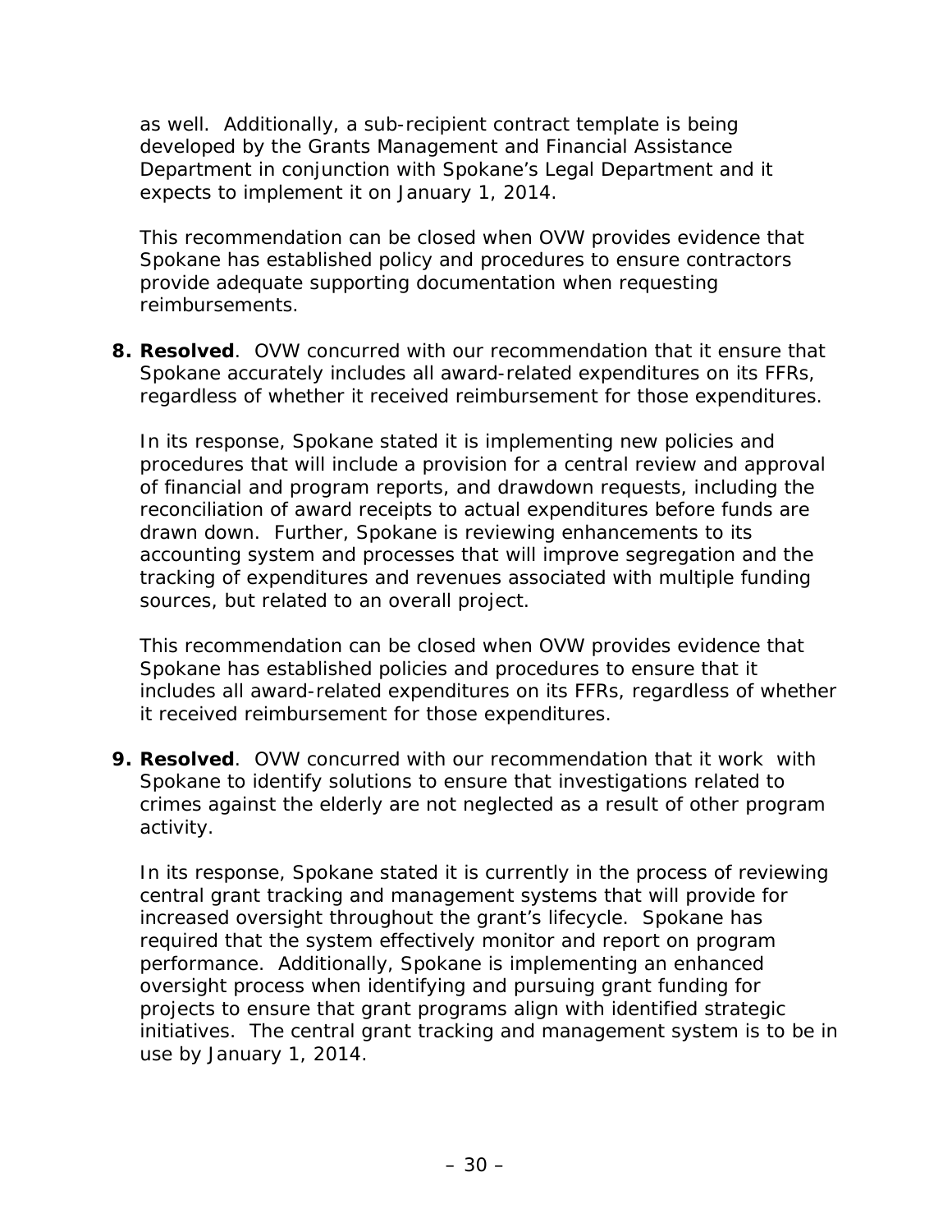as well. Additionally, a sub-recipient contract template is being developed by the Grants Management and Financial Assistance Department in conjunction with Spokane's Legal Department and it expects to implement it on January 1, 2014.

This recommendation can be closed when OVW provides evidence that Spokane has established policy and procedures to ensure contractors provide adequate supporting documentation when requesting reimbursements.

8. **Resolved**. OVW concurred with our recommendation that it ensure that Spokane accurately includes all award-related expenditures on its FFRs, regardless of whether it received reimbursement for those expenditures.

   In its response, Spokane stated it is implementing new policies and procedures that will include a provision for a central review and approval of financial and program reports, and drawdown requests, including the reconciliation of award receipts to actual expenditures before funds are drawn down. Further, Spokane is reviewing enhancements to its accounting system and processes that will improve segregation and the tracking of expenditures and revenues associated with multiple funding sources, but related to an overall project.

   This recommendation can be closed when OVW provides evidence that Spokane has established policies and procedures to ensure that it includes all award-related expenditures on its FFRs, regardless of whether it received reimbursement for those expenditures.

9. **Resolved**. OVW concurred with our recommendation that it work with Spokane to identify solutions to ensure that investigations related to crimes against the elderly are not neglected as a result of other program activity.

   In its response, Spokane stated it is currently in the process of reviewing central grant tracking and management systems that will provide for increased oversight throughout the grant's lifecycle. Spokane has required that the system effectively monitor and report on program performance. Additionally, Spokane is implementing an enhanced oversight process when identifying and pursuing grant funding for projects to ensure that grant programs align with identified strategic initiatives. The central grant tracking and management system is to be in use by January 1, 2014.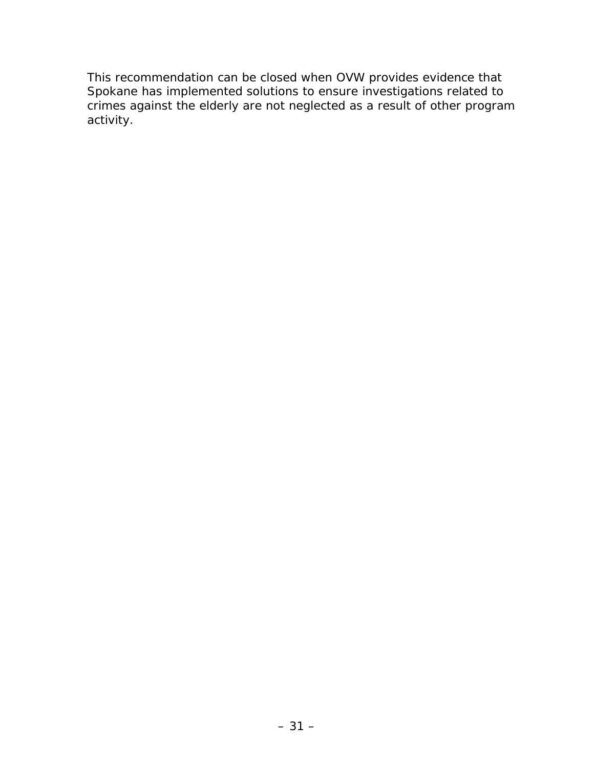This recommendation can be closed when OVW provides evidence that Spokane has implemented solutions to ensure investigations related to crimes against the elderly are not neglected as a result of other program activity.